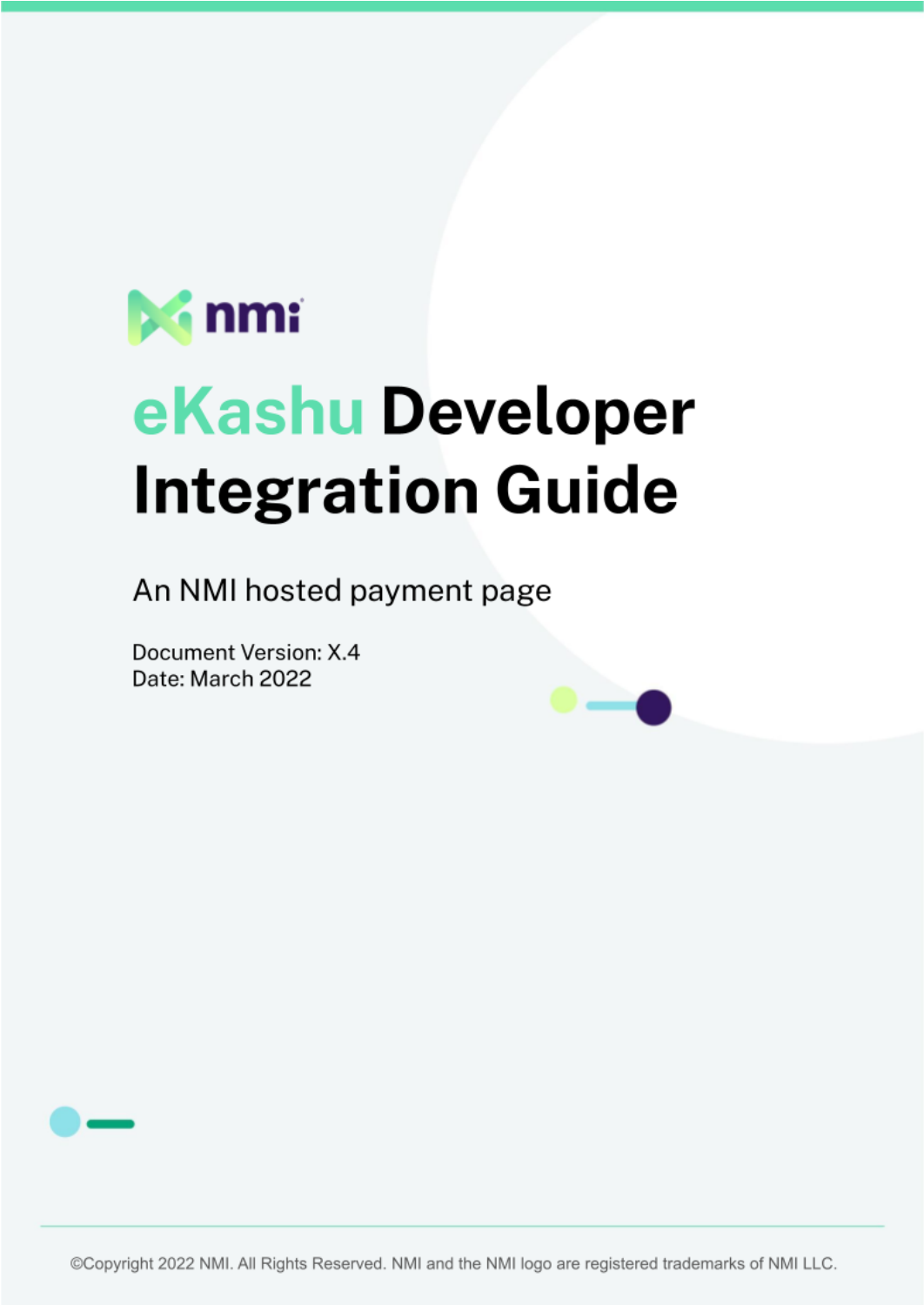nmi

# eKashu Developer Integration Guide

## An NMI hosted payment page

Document Version: X.4
Date: March 2022

©Copyright 2022 NMI. All Rights Reserved. NMI and the NMI logo are registered trademarks of NMI LLC.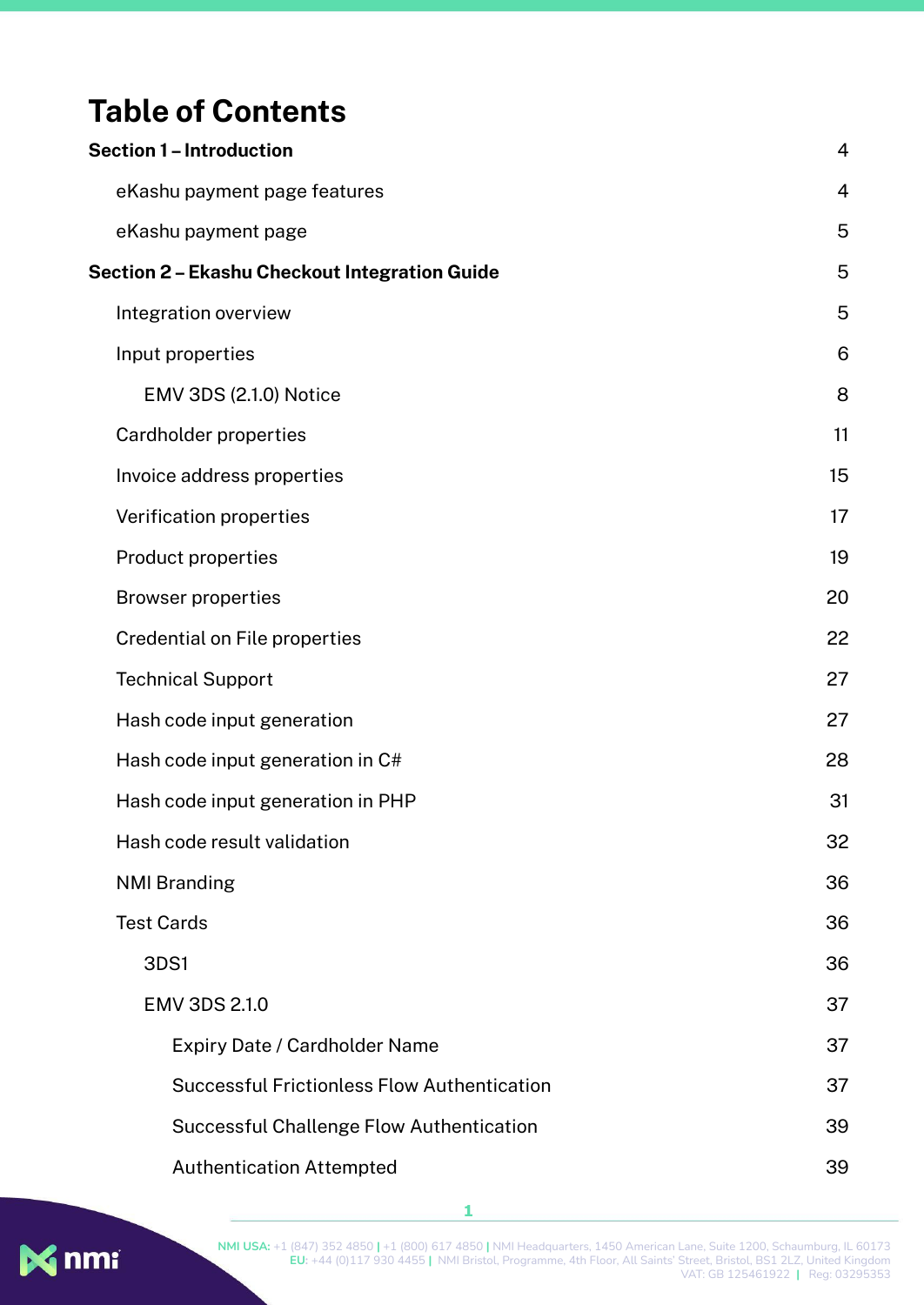# Table of Contents

**Section 1 – Introduction** 4

- eKashu payment page features 4
- eKashu payment page 5

**Section 2 – Ekashu Checkout Integration Guide** 5

- Integration overview 5
- Input properties 6
  - EMV 3DS (2.1.0) Notice 8
- Cardholder properties 11
- Invoice address properties 15
- Verification properties 17
- Product properties 19
- Browser properties 20
- Credential on File properties 22
- Technical Support 27
- Hash code input generation 27
- Hash code input generation in C# 28
- Hash code input generation in PHP 31
- Hash code result validation 32
- NMI Branding 36
- Test Cards 36
  - 3DS1 36
  - EMV 3DS 2.1.0 37
    - Expiry Date / Cardholder Name 37
    - Successful Frictionless Flow Authentication 37
    - Successful Challenge Flow Authentication 39
    - Authentication Attempted 39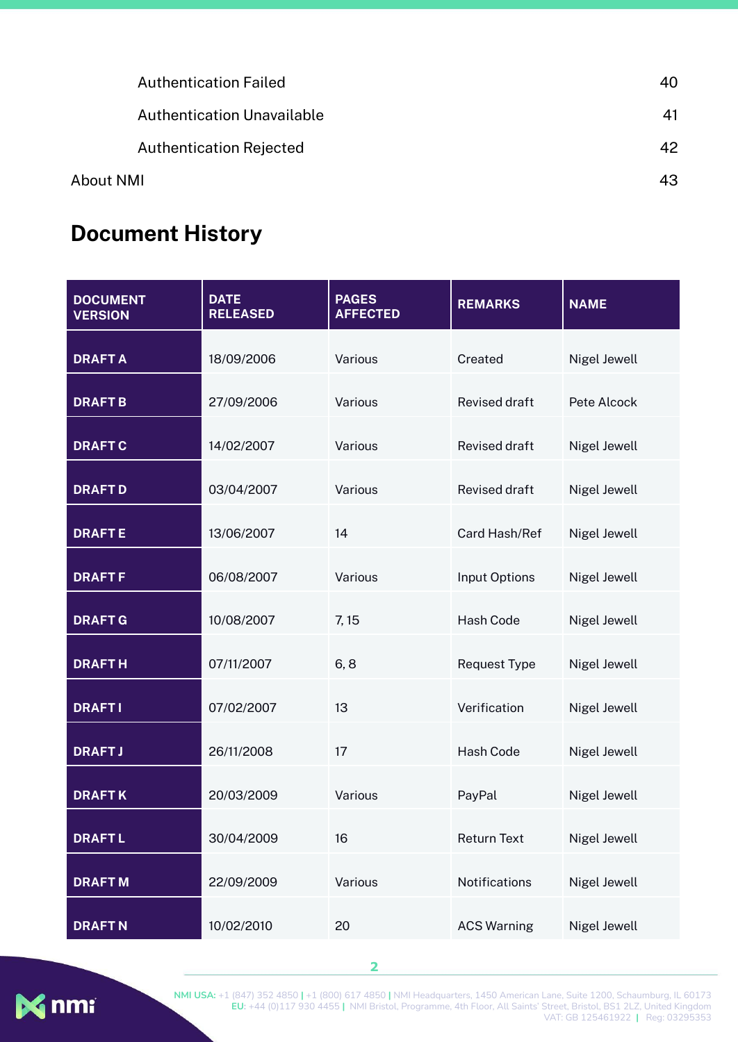| | |
|---|---|
| Authentication Failed | 40 |
| Authentication Unavailable | 41 |
| Authentication Rejected | 42 |
| About NMI | 43 |

## Document History

| DOCUMENT VERSION | DATE RELEASED | PAGES AFFECTED | REMARKS | NAME |
|---|---|---|---|---|
| DRAFT A | 18/09/2006 | Various | Created | Nigel Jewell |
| DRAFT B | 27/09/2006 | Various | Revised draft | Pete Alcock |
| DRAFT C | 14/02/2007 | Various | Revised draft | Nigel Jewell |
| DRAFT D | 03/04/2007 | Various | Revised draft | Nigel Jewell |
| DRAFT E | 13/06/2007 | 14 | Card Hash/Ref | Nigel Jewell |
| DRAFT F | 06/08/2007 | Various | Input Options | Nigel Jewell |
| DRAFT G | 10/08/2007 | 7, 15 | Hash Code | Nigel Jewell |
| DRAFT H | 07/11/2007 | 6, 8 | Request Type | Nigel Jewell |
| DRAFT I | 07/02/2007 | 13 | Verification | Nigel Jewell |
| DRAFT J | 26/11/2008 | 17 | Hash Code | Nigel Jewell |
| DRAFT K | 20/03/2009 | Various | PayPal | Nigel Jewell |
| DRAFT L | 30/04/2009 | 16 | Return Text | Nigel Jewell |
| DRAFT M | 22/09/2009 | Various | Notifications | Nigel Jewell |
| DRAFT N | 10/02/2010 | 20 | ACS Warning | Nigel Jewell |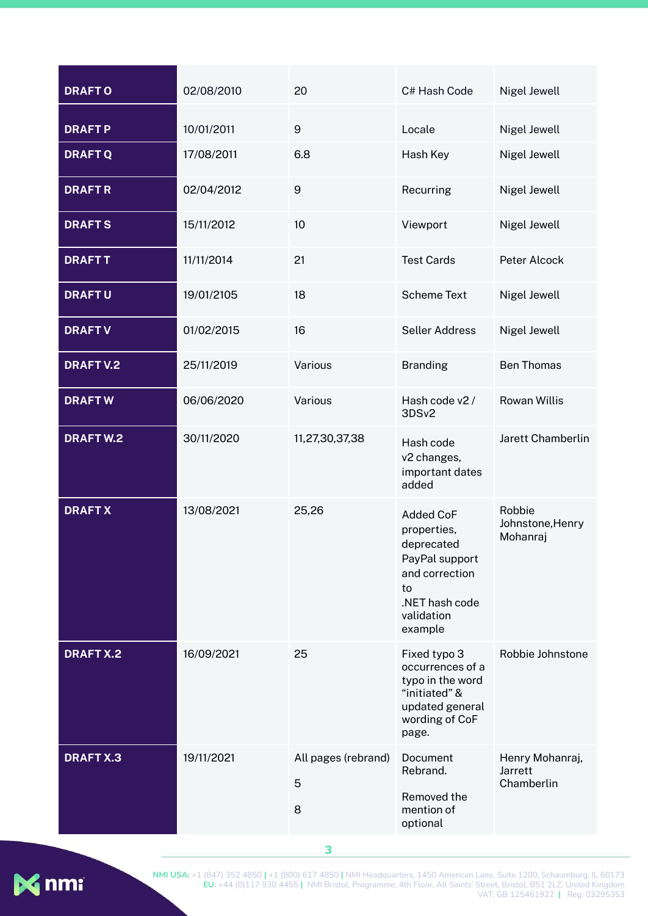| DRAFT O | 02/08/2010 | 20 | C# Hash Code | Nigel Jewell |
|---|---|---|---|---|
| DRAFT P | 10/01/2011 | 9 | Locale | Nigel Jewell |
| DRAFT Q | 17/08/2011 | 6.8 | Hash Key | Nigel Jewell |
| DRAFT R | 02/04/2012 | 9 | Recurring | Nigel Jewell |
| DRAFT S | 15/11/2012 | 10 | Viewport | Nigel Jewell |
| DRAFT T | 11/11/2014 | 21 | Test Cards | Peter Alcock |
| DRAFT U | 19/01/2105 | 18 | Scheme Text | Nigel Jewell |
| DRAFT V | 01/02/2015 | 16 | Seller Address | Nigel Jewell |
| DRAFT V.2 | 25/11/2019 | Various | Branding | Ben Thomas |
| DRAFT W | 06/06/2020 | Various | Hash code v2 / 3DSv2 | Rowan Willis |
| DRAFT W.2 | 30/11/2020 | 11,27,30,37,38 | Hash code v2 changes, important dates added | Jarett Chamberlin |
| DRAFT X | 13/08/2021 | 25,26 | Added CoF properties, deprecated PayPal support and correction to .NET hash code validation example | Robbie Johnstone,Henry Mohanraj |
| DRAFT X.2 | 16/09/2021 | 25 | Fixed typo 3 occurrences of a typo in the word “initiated” & updated general wording of CoF page. | Robbie Johnstone |
| DRAFT X.3 | 19/11/2021 | All pages (rebrand)<br>5<br>8 | Document Rebrand.<br>Removed the mention of optional | Henry Mohanraj, Jarrett Chamberlin |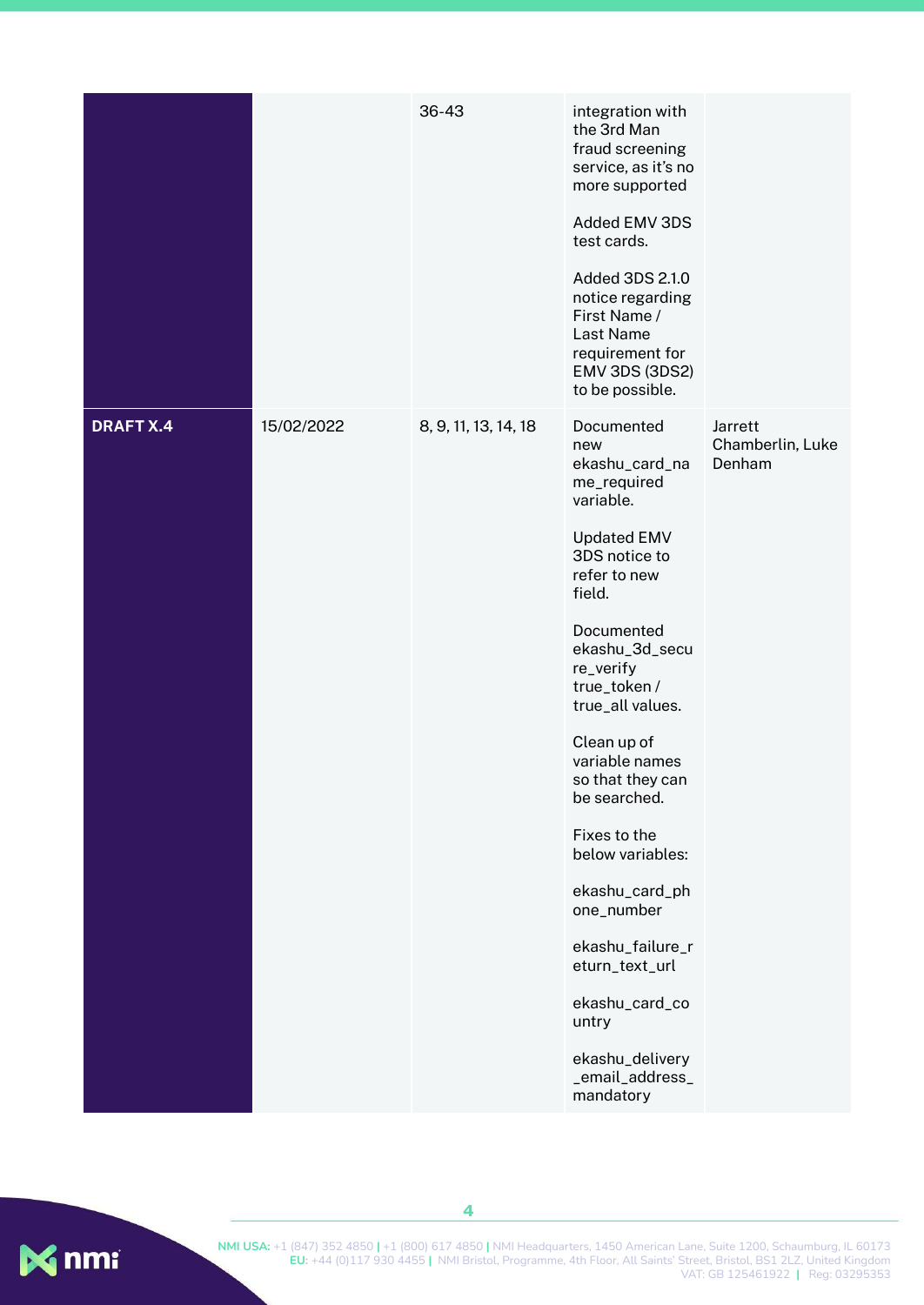| | | | | |
|---|---|---|---|---|
| | | 36-43 | integration with the 3rd Man fraud screening service, as it's no more supported<br><br>Added EMV 3DS test cards.<br><br>Added 3DS 2.1.0 notice regarding First Name / Last Name requirement for EMV 3DS (3DS2) to be possible. | |
| **DRAFT X.4** | 15/02/2022 | 8, 9, 11, 13, 14, 18 | Documented new ekashu_card_name_required variable.<br><br>Updated EMV 3DS notice to refer to new field.<br><br>Documented ekashu_3d_secure_verify true_token / true_all values.<br><br>Clean up of variable names so that they can be searched.<br><br>Fixes to the below variables:<br><br>ekashu_card_phone_number<br><br>ekashu_failure_return_text_url<br><br>ekashu_card_country<br><br>ekashu_delivery_email_address_mandatory | Jarrett Chamberlin, Luke Denham |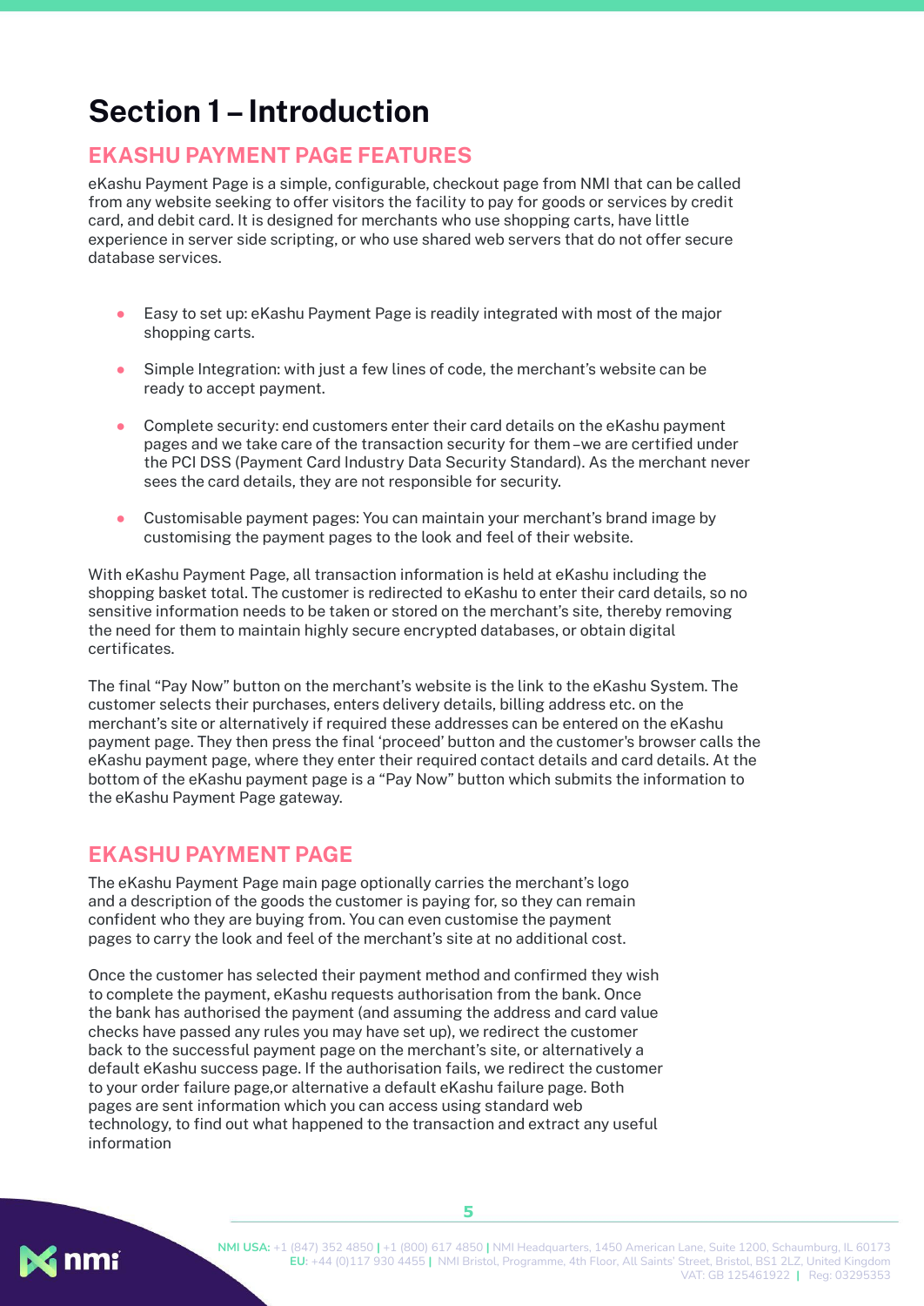# Section 1 – Introduction

## EKASHU PAYMENT PAGE FEATURES

eKashu Payment Page is a simple, configurable, checkout page from NMI that can be called from any website seeking to offer visitors the facility to pay for goods or services by credit card, and debit card. It is designed for merchants who use shopping carts, have little experience in server side scripting, or who use shared web servers that do not offer secure database services.

- Easy to set up: eKashu Payment Page is readily integrated with most of the major shopping carts.
- Simple Integration: with just a few lines of code, the merchant's website can be ready to accept payment.
- Complete security: end customers enter their card details on the eKashu payment pages and we take care of the transaction security for them –we are certified under the PCI DSS (Payment Card Industry Data Security Standard). As the merchant never sees the card details, they are not responsible for security.
- Customisable payment pages: You can maintain your merchant's brand image by customising the payment pages to the look and feel of their website.

With eKashu Payment Page, all transaction information is held at eKashu including the shopping basket total. The customer is redirected to eKashu to enter their card details, so no sensitive information needs to be taken or stored on the merchant's site, thereby removing the need for them to maintain highly secure encrypted databases, or obtain digital certificates.

The final "Pay Now" button on the merchant's website is the link to the eKashu System. The customer selects their purchases, enters delivery details, billing address etc. on the merchant's site or alternatively if required these addresses can be entered on the eKashu payment page. They then press the final 'proceed' button and the customer's browser calls the eKashu payment page, where they enter their required contact details and card details. At the bottom of the eKashu payment page is a "Pay Now" button which submits the information to the eKashu Payment Page gateway.

## EKASHU PAYMENT PAGE

The eKashu Payment Page main page optionally carries the merchant's logo and a description of the goods the customer is paying for, so they can remain confident who they are buying from. You can even customise the payment pages to carry the look and feel of the merchant's site at no additional cost.

Once the customer has selected their payment method and confirmed they wish to complete the payment, eKashu requests authorisation from the bank. Once the bank has authorised the payment (and assuming the address and card value checks have passed any rules you may have set up), we redirect the customer back to the successful payment page on the merchant's site, or alternatively a default eKashu success page. If the authorisation fails, we redirect the customer to your order failure page,or alternative a default eKashu failure page. Both pages are sent information which you can access using standard web technology, to find out what happened to the transaction and extract any useful information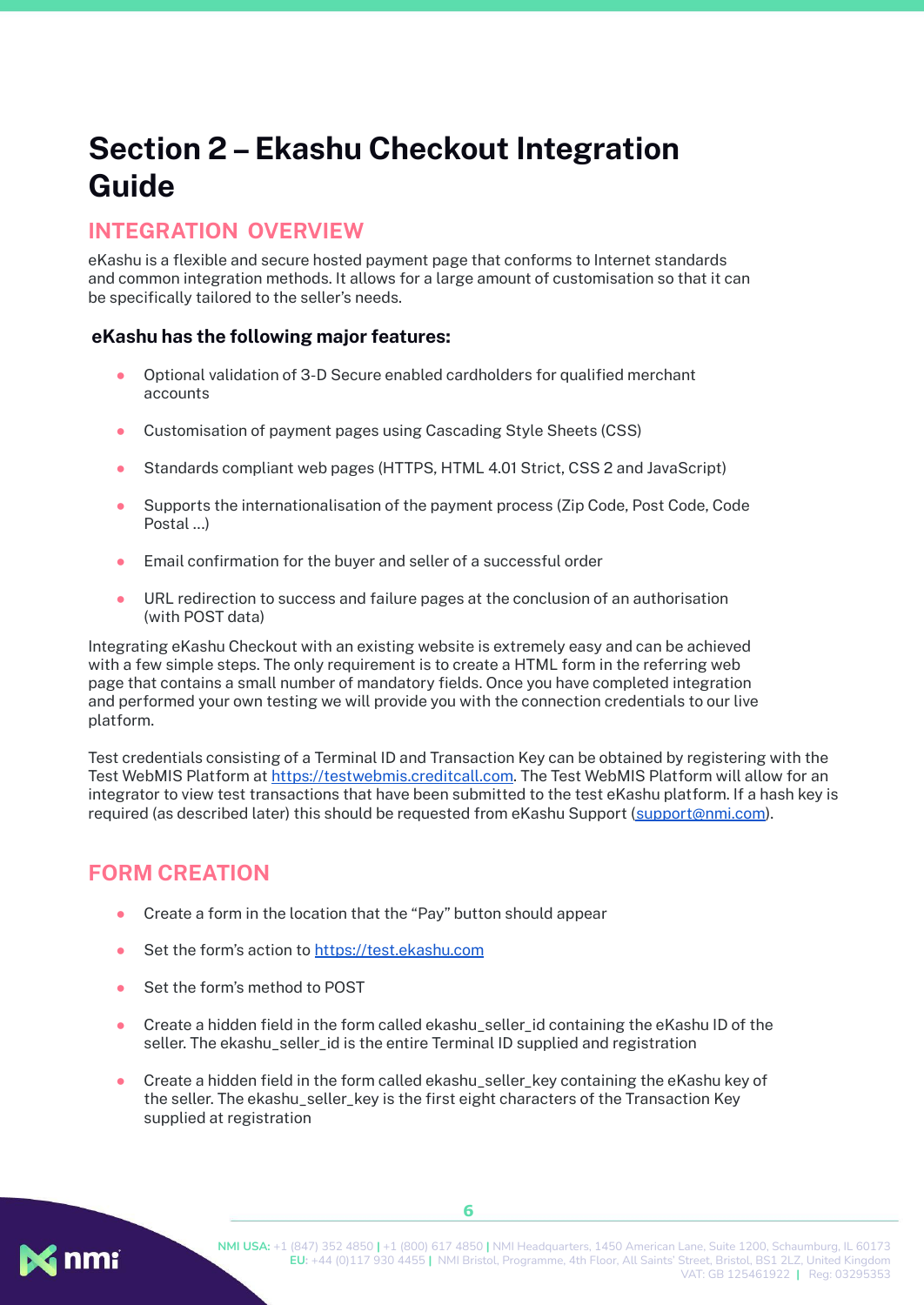# Section 2 – Ekashu Checkout Integration Guide

## INTEGRATION OVERVIEW

eKashu is a flexible and secure hosted payment page that conforms to Internet standards and common integration methods. It allows for a large amount of customisation so that it can be specifically tailored to the seller's needs.

### eKashu has the following major features:

- Optional validation of 3-D Secure enabled cardholders for qualified merchant accounts
- Customisation of payment pages using Cascading Style Sheets (CSS)
- Standards compliant web pages (HTTPS, HTML 4.01 Strict, CSS 2 and JavaScript)
- Supports the internationalisation of the payment process (Zip Code, Post Code, Code Postal ...)
- Email confirmation for the buyer and seller of a successful order
- URL redirection to success and failure pages at the conclusion of an authorisation (with POST data)

Integrating eKashu Checkout with an existing website is extremely easy and can be achieved with a few simple steps. The only requirement is to create a HTML form in the referring web page that contains a small number of mandatory fields. Once you have completed integration and performed your own testing we will provide you with the connection credentials to our live platform.

Test credentials consisting of a Terminal ID and Transaction Key can be obtained by registering with the Test WebMIS Platform at https://testwebmis.creditcall.com. The Test WebMIS Platform will allow for an integrator to view test transactions that have been submitted to the test eKashu platform. If a hash key is required (as described later) this should be requested from eKashu Support (support@nmi.com).

## FORM CREATION

- Create a form in the location that the "Pay" button should appear
- Set the form's action to https://test.ekashu.com
- Set the form's method to POST
- Create a hidden field in the form called ekashu_seller_id containing the eKashu ID of the seller. The ekashu_seller_id is the entire Terminal ID supplied and registration
- Create a hidden field in the form called ekashu_seller_key containing the eKashu key of the seller. The ekashu_seller_key is the first eight characters of the Transaction Key supplied at registration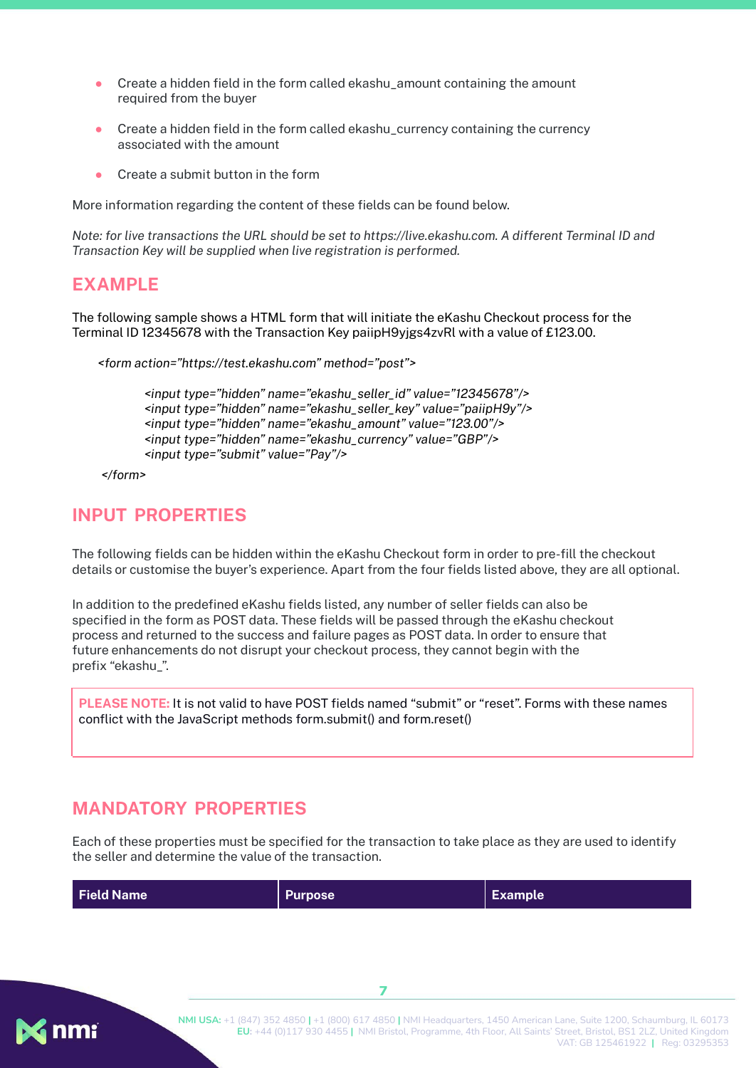- Create a hidden field in the form called ekashu_amount containing the amount required from the buyer
- Create a hidden field in the form called ekashu_currency containing the currency associated with the amount
- Create a submit button in the form

More information regarding the content of these fields can be found below.

*Note: for live transactions the URL should be set to https://live.ekashu.com. A different Terminal ID and Transaction Key will be supplied when live registration is performed.*

## EXAMPLE

The following sample shows a HTML form that will initiate the eKashu Checkout process for the Terminal ID 12345678 with the Transaction Key paiipH9yjgs4zvRl with a value of £123.00.

```
<form action="https://test.ekashu.com" method="post">

    <input type="hidden" name="ekashu_seller_id" value="12345678"/>
    <input type="hidden" name="ekashu_seller_key" value="paiipH9y"/>
    <input type="hidden" name="ekashu_amount" value="123.00"/>
    <input type="hidden" name="ekashu_currency" value="GBP"/>
    <input type="submit" value="Pay"/>

</form>
```

## INPUT PROPERTIES

The following fields can be hidden within the eKashu Checkout form in order to pre-fill the checkout details or customise the buyer's experience. Apart from the four fields listed above, they are all optional.

In addition to the predefined eKashu fields listed, any number of seller fields can also be specified in the form as POST data. These fields will be passed through the eKashu checkout process and returned to the success and failure pages as POST data. In order to ensure that future enhancements do not disrupt your checkout process, they cannot begin with the prefix "ekashu_".

**PLEASE NOTE:** It is not valid to have POST fields named "submit" or "reset". Forms with these names conflict with the JavaScript methods form.submit() and form.reset()

## MANDATORY PROPERTIES

Each of these properties must be specified for the transaction to take place as they are used to identify the seller and determine the value of the transaction.

| Field Name | Purpose | Example |
|---|---|---|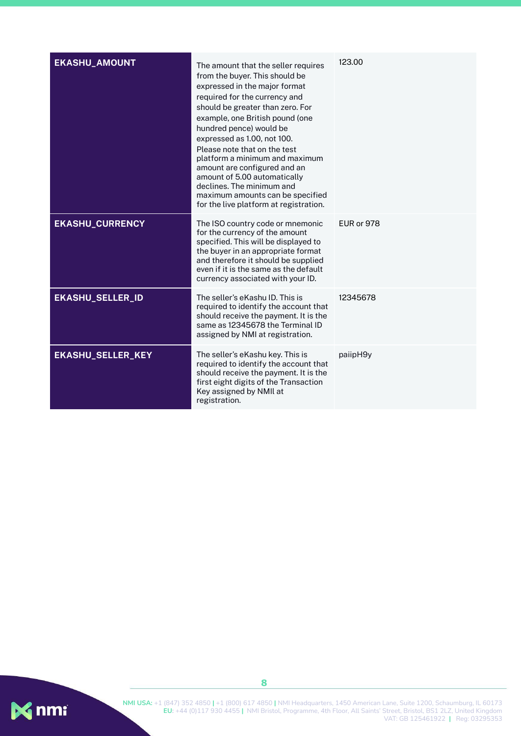| EKASHU_AMOUNT | The amount that the seller requires from the buyer. This should be expressed in the major format required for the currency and should be greater than zero. For example, one British pound (one hundred pence) would be expressed as 1.00, not 100. Please note that on the test platform a minimum and maximum amount are configured and an amount of 5.00 automatically declines. The minimum and maximum amounts can be specified for the live platform at registration. | 123.00 |
|---|---|---|
| EKASHU_CURRENCY | The ISO country code or mnemonic for the currency of the amount specified. This will be displayed to the buyer in an appropriate format and therefore it should be supplied even if it is the same as the default currency associated with your ID. | EUR or 978 |
| EKASHU_SELLER_ID | The seller's eKashu ID. This is required to identify the account that should receive the payment. It is the same as 12345678 the Terminal ID assigned by NMI at registration. | 12345678 |
| EKASHU_SELLER_KEY | The seller's eKashu key. This is required to identify the account that should receive the payment. It is the first eight digits of the Transaction Key assigned by NMIl at registration. | paiipH9y |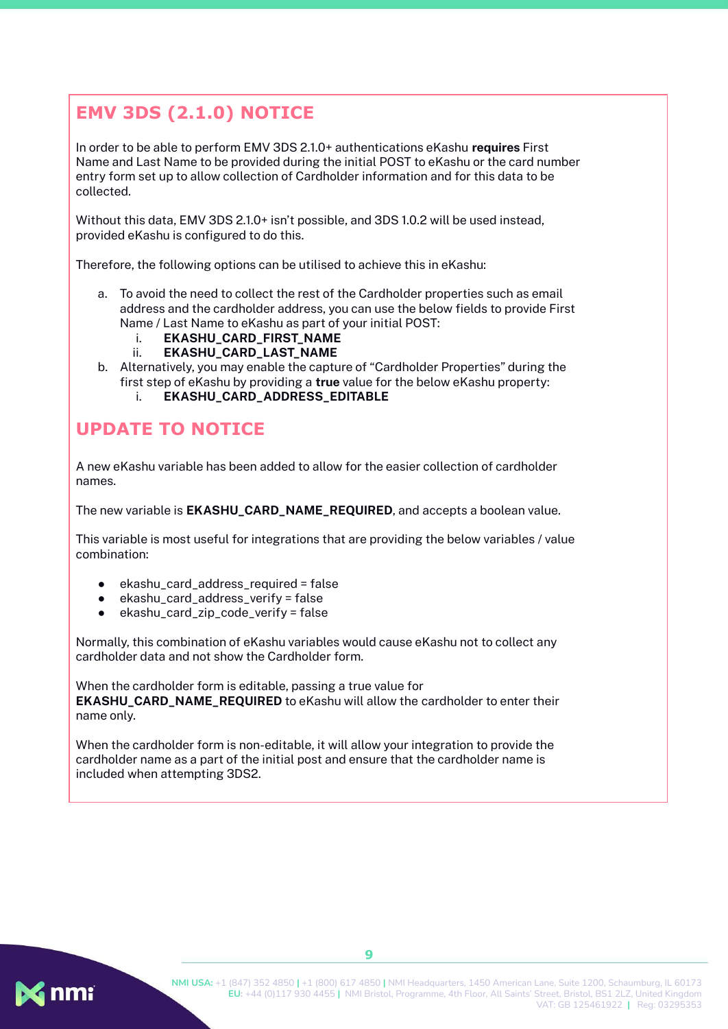## EMV 3DS (2.1.0) NOTICE

In order to be able to perform EMV 3DS 2.1.0+ authentications eKashu **requires** First Name and Last Name to be provided during the initial POST to eKashu or the card number entry form set up to allow collection of Cardholder information and for this data to be collected.

Without this data, EMV 3DS 2.1.0+ isn't possible, and 3DS 1.0.2 will be used instead, provided eKashu is configured to do this.

Therefore, the following options can be utilised to achieve this in eKashu:

a. To avoid the need to collect the rest of the Cardholder properties such as email address and the cardholder address, you can use the below fields to provide First Name / Last Name to eKashu as part of your initial POST:
    i. **EKASHU_CARD_FIRST_NAME**
    ii. **EKASHU_CARD_LAST_NAME**
b. Alternatively, you may enable the capture of "Cardholder Properties" during the first step of eKashu by providing a **true** value for the below eKashu property:
    i. **EKASHU_CARD_ADDRESS_EDITABLE**

## UPDATE TO NOTICE

A new eKashu variable has been added to allow for the easier collection of cardholder names.

The new variable is **EKASHU_CARD_NAME_REQUIRED**, and accepts a boolean value.

This variable is most useful for integrations that are providing the below variables / value combination:

- ekashu_card_address_required = false
- ekashu_card_address_verify = false
- ekashu_card_zip_code_verify = false

Normally, this combination of eKashu variables would cause eKashu not to collect any cardholder data and not show the Cardholder form.

When the cardholder form is editable, passing a true value for **EKASHU_CARD_NAME_REQUIRED** to eKashu will allow the cardholder to enter their name only.

When the cardholder form is non-editable, it will allow your integration to provide the cardholder name as a part of the initial post and ensure that the cardholder name is included when attempting 3DS2.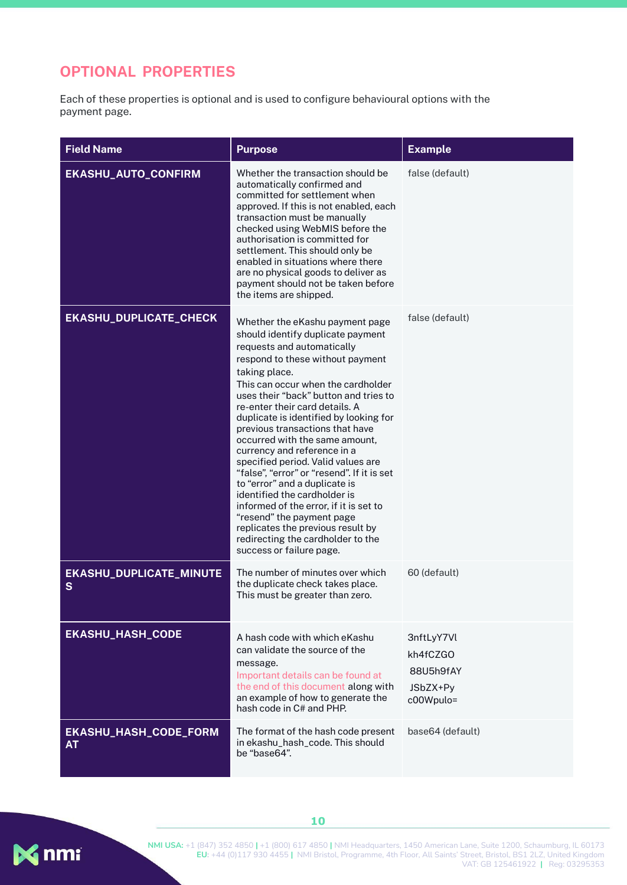## OPTIONAL PROPERTIES

Each of these properties is optional and is used to configure behavioural options with the payment page.

| Field Name | Purpose | Example |
|---|---|---|
| **EKASHU_AUTO_CONFIRM** | Whether the transaction should be automatically confirmed and committed for settlement when approved. If this is not enabled, each transaction must be manually checked using WebMIS before the authorisation is committed for settlement. This should only be enabled in situations where there are no physical goods to deliver as payment should not be taken before the items are shipped. | false (default) |
| **EKASHU_DUPLICATE_CHECK** | Whether the eKashu payment page should identify duplicate payment requests and automatically respond to these without payment taking place. This can occur when the cardholder uses their "back" button and tries to re-enter their card details. A duplicate is identified by looking for previous transactions that have occurred with the same amount, currency and reference in a specified period. Valid values are "false", "error" or "resend". If it is set to "error" and a duplicate is identified the cardholder is informed of the error, if it is set to "resend" the payment page replicates the previous result by redirecting the cardholder to the success or failure page. | false (default) |
| **EKASHU_DUPLICATE_MINUTES** | The number of minutes over which the duplicate check takes place. This must be greater than zero. | 60 (default) |
| **EKASHU_HASH_CODE** | A hash code with which eKashu can validate the source of the message. Important details can be found at the end of this document along with an example of how to generate the hash code in C# and PHP. | 3nftLyY7Vl kh4fCZGO 88U5h9fAY JSbZX+Py c00Wpulo= |
| **EKASHU_HASH_CODE_FORMAT** | The format of the hash code present in ekashu_hash_code. This should be "base64". | base64 (default) |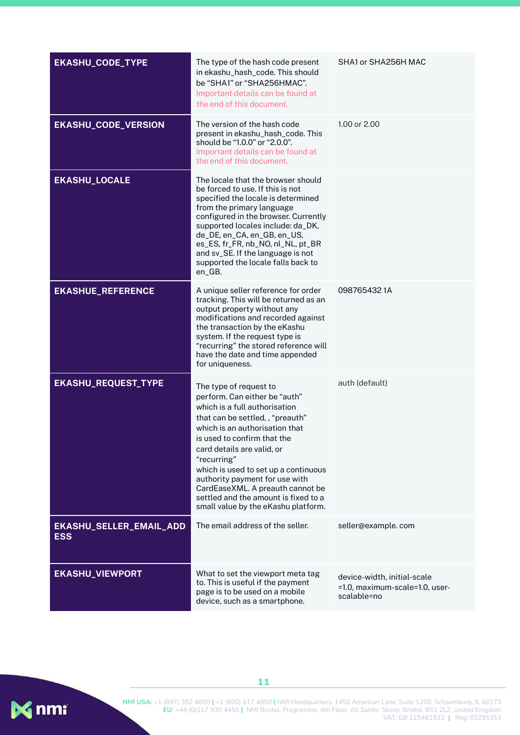| | | |
|---|---|---|
| **EKASHU_CODE_TYPE** | The type of the hash code present in ekashu_hash_code. This should be "SHA1" or "SHA256HMAC". Important details can be found at the end of this document. | SHA1 or SHA256H MAC |
| **EKASHU_CODE_VERSION** | The version of the hash code present in ekashu_hash_code. This should be "1.0.0" or "2.0.0". Important details can be found at the end of this document. | 1.00 or 2.00 |
| **EKASHU_LOCALE** | The locale that the browser should be forced to use. If this is not specified the locale is determined from the primary language configured in the browser. Currently supported locales include: da_DK, de_DE, en_CA, en_GB, en_US, es_ES, fr_FR, nb_NO, nl_NL, pt_BR and sv_SE. If the language is not supported the locale falls back to en_GB. | |
| **EKASHUE_REFERENCE** | A unique seller reference for order tracking. This will be returned as an output property without any modifications and recorded against the transaction by the eKashu system. If the request type is "recurring" the stored reference will have the date and time appended for uniqueness. | 098765432 1A |
| **EKASHU_REQUEST_TYPE** | The type of request to perform. Can either be "auth" which is a full authorisation that can be settled, , "preauth" which is an authorisation that is used to confirm that the card details are valid, or "recurring" which is used to set up a continuous authority payment for use with CardEaseXML. A preauth cannot be settled and the amount is fixed to a small value by the eKashu platform. | auth (default) |
| **EKASHU_SELLER_EMAIL_ADD ESS** | The email address of the seller. | seller@example. com |
| **EKASHU_VIEWPORT** | What to set the viewport meta tag to. This is useful if the payment page is to be used on a mobile device, such as a smartphone. | device-width, initial-scale =1.0, maximum-scale=1.0, user-scalable=no |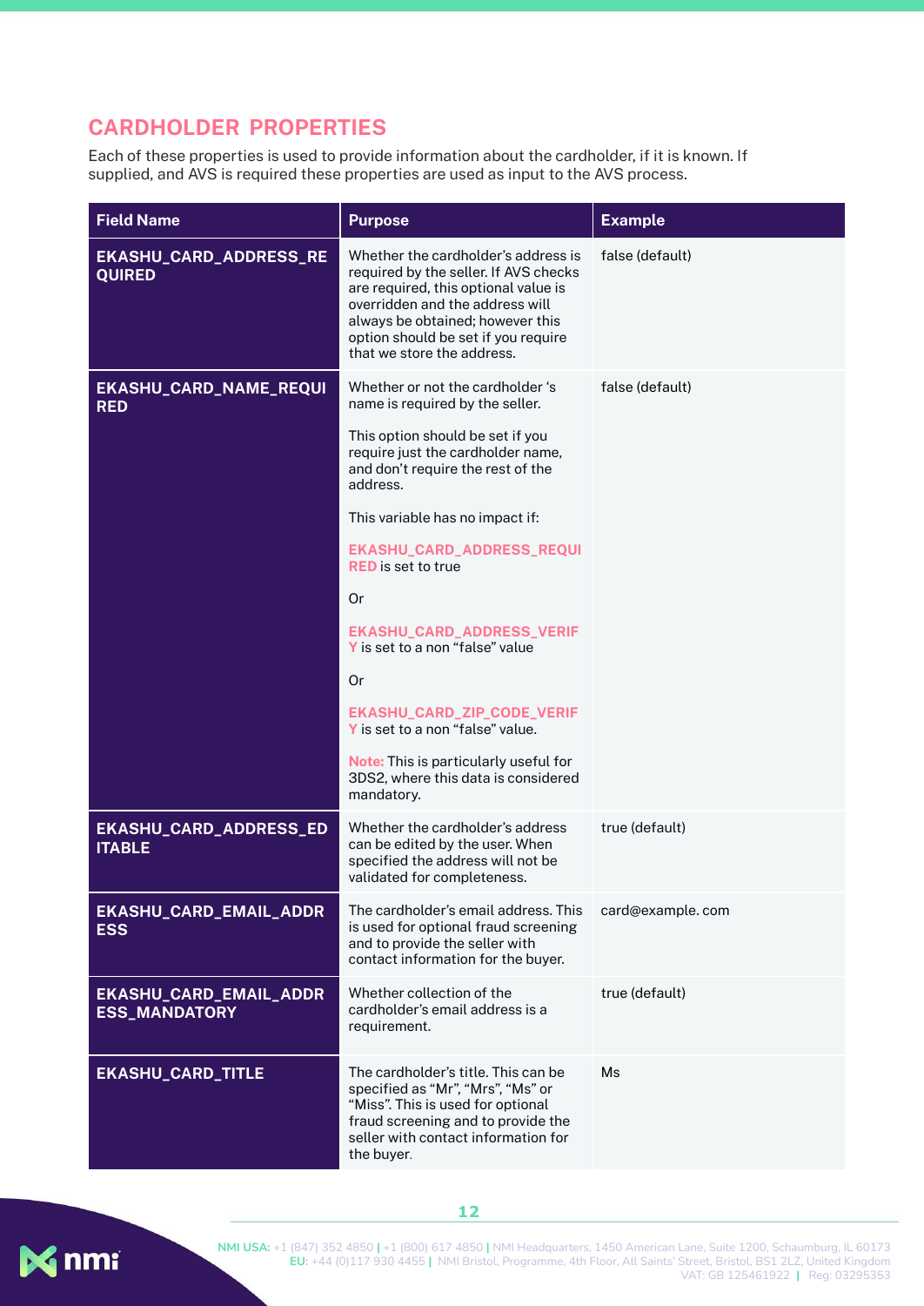## CARDHOLDER PROPERTIES

Each of these properties is used to provide information about the cardholder, if it is known. If supplied, and AVS is required these properties are used as input to the AVS process.

| Field Name | Purpose | Example |
|---|---|---|
| **EKASHU_CARD_ADDRESS_REQUIRED** | Whether the cardholder's address is required by the seller. If AVS checks are required, this optional value is overridden and the address will always be obtained; however this option should be set if you require that we store the address. | false (default) |
| **EKASHU_CARD_NAME_REQUIRED** | Whether or not the cardholder 's name is required by the seller.<br><br>This option should be set if you require just the cardholder name, and don't require the rest of the address.<br><br>This variable has no impact if:<br><br>EKASHU_CARD_ADDRESS_REQUIRED is set to true<br><br>Or<br><br>EKASHU_CARD_ADDRESS_VERIFY is set to a non "false" value<br><br>Or<br><br>EKASHU_CARD_ZIP_CODE_VERIFY is set to a non "false" value.<br><br>**Note:** This is particularly useful for 3DS2, where this data is considered mandatory. | false (default) |
| **EKASHU_CARD_ADDRESS_EDITABLE** | Whether the cardholder's address can be edited by the user. When specified the address will not be validated for completeness. | true (default) |
| **EKASHU_CARD_EMAIL_ADDRESS** | The cardholder's email address. This is used for optional fraud screening and to provide the seller with contact information for the buyer. | card@example. com |
| **EKASHU_CARD_EMAIL_ADDRESS_MANDATORY** | Whether collection of the cardholder's email address is a requirement. | true (default) |
| **EKASHU_CARD_TITLE** | The cardholder's title. This can be specified as "Mr", "Mrs", "Ms" or "Miss". This is used for optional fraud screening and to provide the seller with contact information for the buyer. | Ms |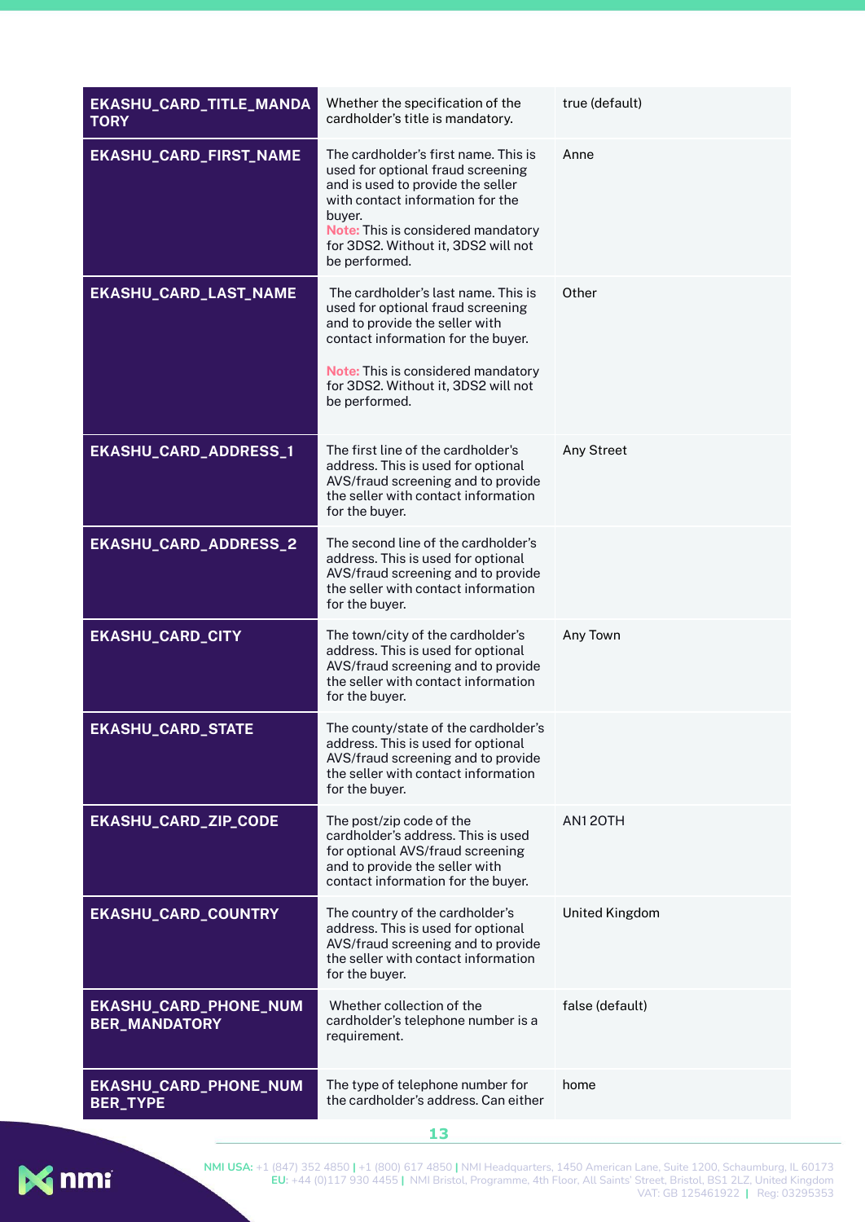| | | |
|---|---|---|
| **EKASHU_CARD_TITLE_MANDATORY** | Whether the specification of the cardholder's title is mandatory. | true (default) |
| **EKASHU_CARD_FIRST_NAME** | The cardholder's first name. This is used for optional fraud screening and is used to provide the seller with contact information for the buyer.<br>**Note:** This is considered mandatory for 3DS2. Without it, 3DS2 will not be performed. | Anne |
| **EKASHU_CARD_LAST_NAME** | The cardholder's last name. This is used for optional fraud screening and to provide the seller with contact information for the buyer.<br><br>**Note:** This is considered mandatory for 3DS2. Without it, 3DS2 will not be performed. | Other |
| **EKASHU_CARD_ADDRESS_1** | The first line of the cardholder's address. This is used for optional AVS/fraud screening and to provide the seller with contact information for the buyer. | Any Street |
| **EKASHU_CARD_ADDRESS_2** | The second line of the cardholder's address. This is used for optional AVS/fraud screening and to provide the seller with contact information for the buyer. | |
| **EKASHU_CARD_CITY** | The town/city of the cardholder's address. This is used for optional AVS/fraud screening and to provide the seller with contact information for the buyer. | Any Town |
| **EKASHU_CARD_STATE** | The county/state of the cardholder's address. This is used for optional AVS/fraud screening and to provide the seller with contact information for the buyer. | |
| **EKASHU_CARD_ZIP_CODE** | The post/zip code of the cardholder's address. This is used for optional AVS/fraud screening and to provide the seller with contact information for the buyer. | AN1 2OTH |
| **EKASHU_CARD_COUNTRY** | The country of the cardholder's address. This is used for optional AVS/fraud screening and to provide the seller with contact information for the buyer. | United Kingdom |
| **EKASHU_CARD_PHONE_NUMBER_MANDATORY** | Whether collection of the cardholder's telephone number is a requirement. | false (default) |
| **EKASHU_CARD_PHONE_NUMBER_TYPE** | The type of telephone number for the cardholder's address. Can either | home |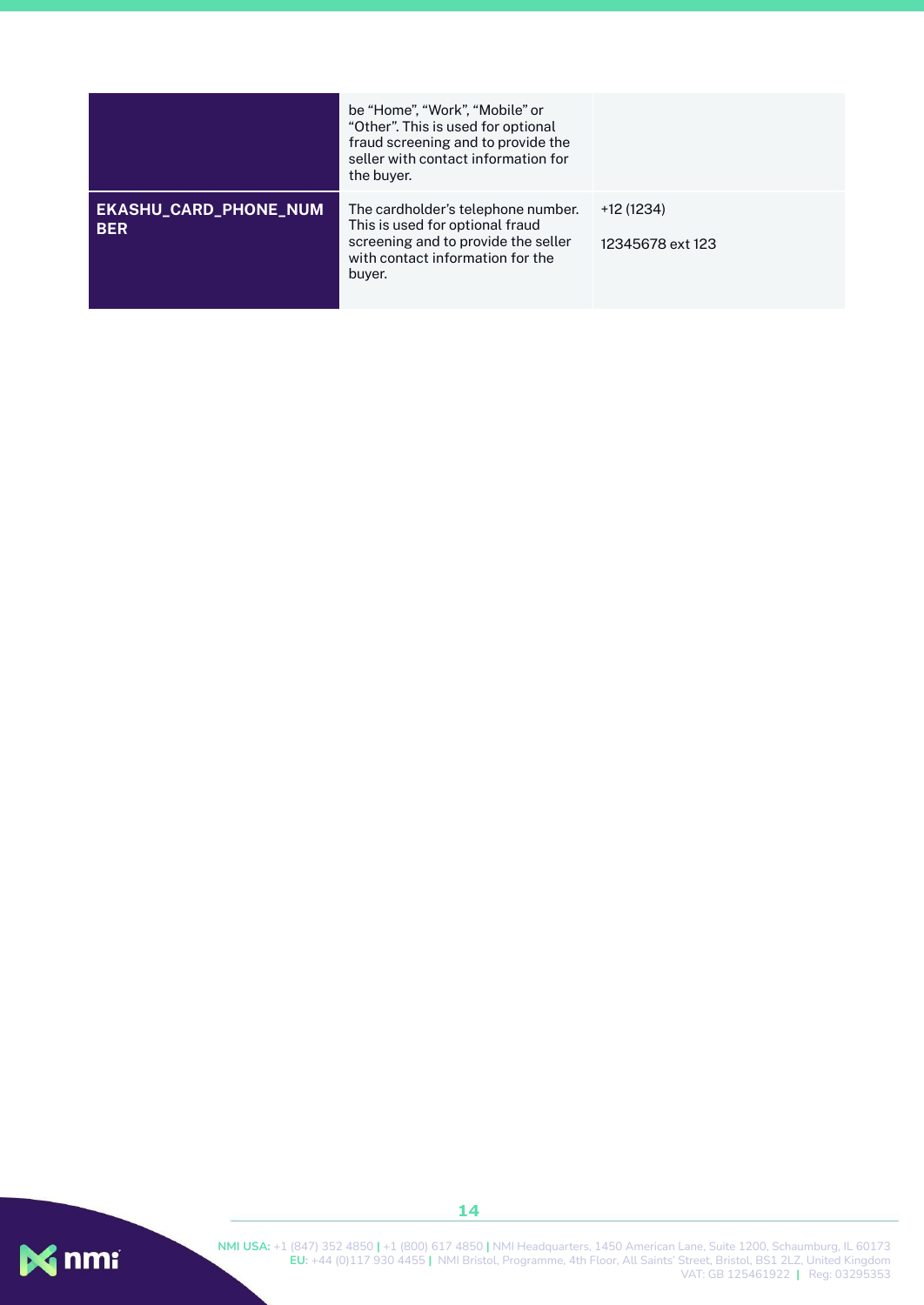| | | |
|---|---|---|
| | be “Home”, “Work”, “Mobile” or “Other”. This is used for optional fraud screening and to provide the seller with contact information for the buyer. | |
| **EKASHU_CARD_PHONE_NUMBER** | The cardholder’s telephone number. This is used for optional fraud screening and to provide the seller with contact information for the buyer. | +12 (1234) 12345678 ext 123 |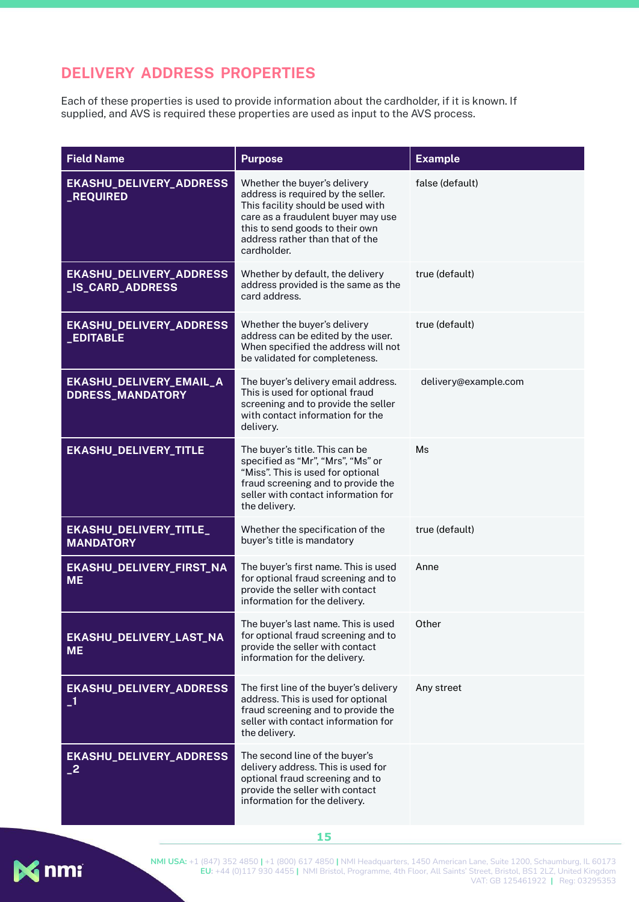## DELIVERY ADDRESS PROPERTIES

Each of these properties is used to provide information about the cardholder, if it is known. If supplied, and AVS is required these properties are used as input to the AVS process.

| Field Name | Purpose | Example |
|---|---|---|
| EKASHU_DELIVERY_ADDRESS_REQUIRED | Whether the buyer's delivery address is required by the seller. This facility should be used with care as a fraudulent buyer may use this to send goods to their own address rather than that of the cardholder. | false (default) |
| EKASHU_DELIVERY_ADDRESS_IS_CARD_ADDRESS | Whether by default, the delivery address provided is the same as the card address. | true (default) |
| EKASHU_DELIVERY_ADDRESS_EDITABLE | Whether the buyer's delivery address can be edited by the user. When specified the address will not be validated for completeness. | true (default) |
| EKASHU_DELIVERY_EMAIL_ADDRESS_MANDATORY | The buyer's delivery email address. This is used for optional fraud screening and to provide the seller with contact information for the delivery. | delivery@example.com |
| EKASHU_DELIVERY_TITLE | The buyer's title. This can be specified as "Mr", "Mrs", "Ms" or "Miss". This is used for optional fraud screening and to provide the seller with contact information for the delivery. | Ms |
| EKASHU_DELIVERY_TITLE_MANDATORY | Whether the specification of the buyer's title is mandatory | true (default) |
| EKASHU_DELIVERY_FIRST_NAME | The buyer's first name. This is used for optional fraud screening and to provide the seller with contact information for the delivery. | Anne |
| EKASHU_DELIVERY_LAST_NAME | The buyer's last name. This is used for optional fraud screening and to provide the seller with contact information for the delivery. | Other |
| EKASHU_DELIVERY_ADDRESS_1 | The first line of the buyer's delivery address. This is used for optional fraud screening and to provide the seller with contact information for the delivery. | Any street |
| EKASHU_DELIVERY_ADDRESS_2 | The second line of the buyer's delivery address. This is used for optional fraud screening and to provide the seller with contact information for the delivery. | |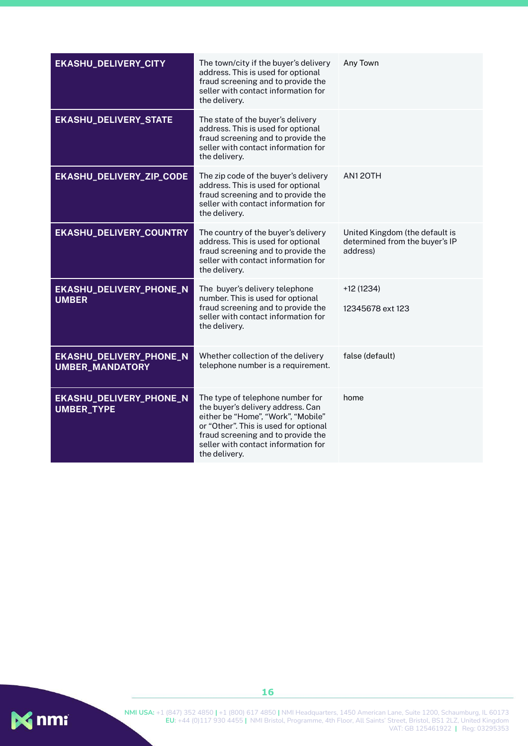| | | |
|---|---|---|
| **EKASHU_DELIVERY_CITY** | The town/city if the buyer's delivery address. This is used for optional fraud screening and to provide the seller with contact information for the delivery. | Any Town |
| **EKASHU_DELIVERY_STATE** | The state of the buyer's delivery address. This is used for optional fraud screening and to provide the seller with contact information for the delivery. | |
| **EKASHU_DELIVERY_ZIP_CODE** | The zip code of the buyer's delivery address. This is used for optional fraud screening and to provide the seller with contact information for the delivery. | AN1 2OTH |
| **EKASHU_DELIVERY_COUNTRY** | The country of the buyer's delivery address. This is used for optional fraud screening and to provide the seller with contact information for the delivery. | United Kingdom (the default is determined from the buyer's IP address) |
| **EKASHU_DELIVERY_PHONE_NUMBER** | The buyer's delivery telephone number. This is used for optional fraud screening and to provide the seller with contact information for the delivery. | +12 (1234) 12345678 ext 123 |
| **EKASHU_DELIVERY_PHONE_NUMBER_MANDATORY** | Whether collection of the delivery telephone number is a requirement. | false (default) |
| **EKASHU_DELIVERY_PHONE_NUMBER_TYPE** | The type of telephone number for the buyer's delivery address. Can either be "Home", "Work", "Mobile" or "Other". This is used for optional fraud screening and to provide the seller with contact information for the delivery. | home |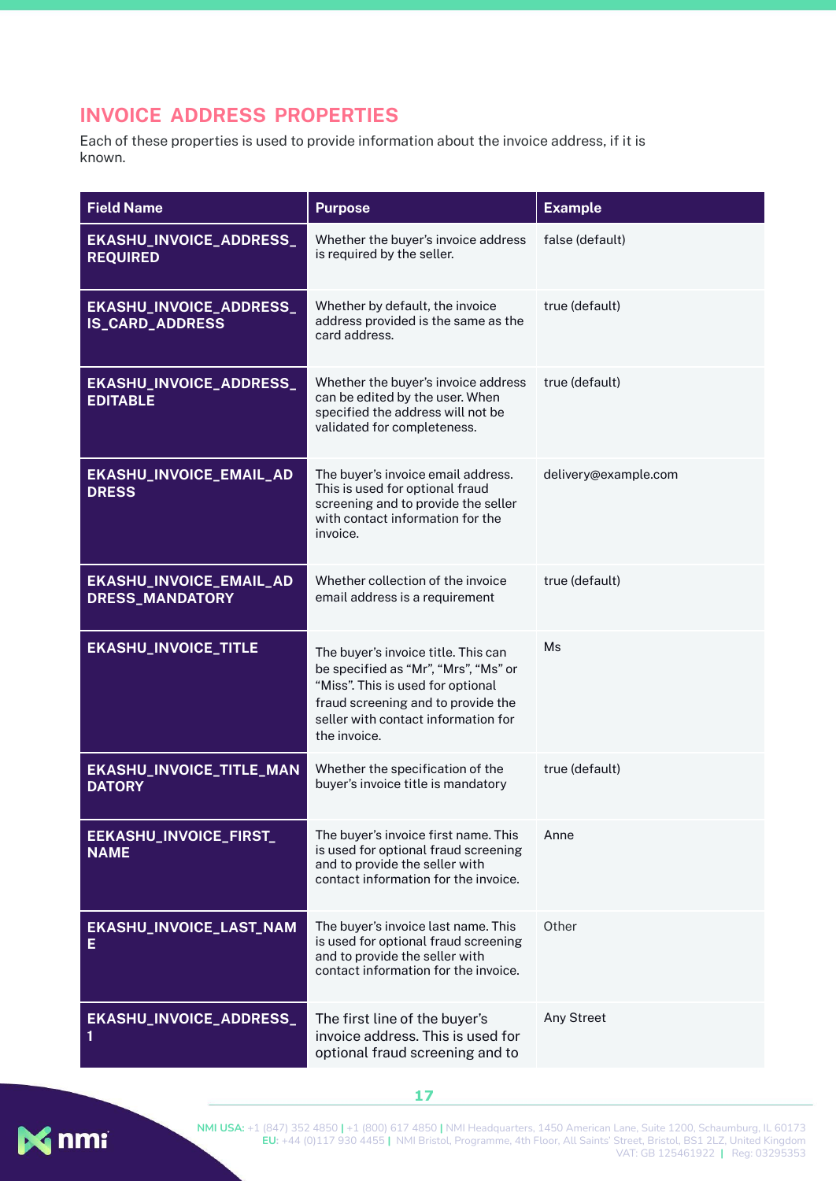## INVOICE ADDRESS PROPERTIES

Each of these properties is used to provide information about the invoice address, if it is known.

| Field Name | Purpose | Example |
|---|---|---|
| **EKASHU_INVOICE_ADDRESS_REQUIRED** | Whether the buyer's invoice address is required by the seller. | false (default) |
| **EKASHU_INVOICE_ADDRESS_IS_CARD_ADDRESS** | Whether by default, the invoice address provided is the same as the card address. | true (default) |
| **EKASHU_INVOICE_ADDRESS_EDITABLE** | Whether the buyer's invoice address can be edited by the user. When specified the address will not be validated for completeness. | true (default) |
| **EKASHU_INVOICE_EMAIL_ADDRESS** | The buyer's invoice email address. This is used for optional fraud screening and to provide the seller with contact information for the invoice. | delivery@example.com |
| **EKASHU_INVOICE_EMAIL_ADDRESS_MANDATORY** | Whether collection of the invoice email address is a requirement | true (default) |
| **EKASHU_INVOICE_TITLE** | The buyer's invoice title. This can be specified as "Mr", "Mrs", "Ms" or "Miss". This is used for optional fraud screening and to provide the seller with contact information for the invoice. | Ms |
| **EKASHU_INVOICE_TITLE_MANDATORY** | Whether the specification of the buyer's invoice title is mandatory | true (default) |
| **EEKASHU_INVOICE_FIRST_NAME** | The buyer's invoice first name. This is used for optional fraud screening and to provide the seller with contact information for the invoice. | Anne |
| **EKASHU_INVOICE_LAST_NAME** | The buyer's invoice last name. This is used for optional fraud screening and to provide the seller with contact information for the invoice. | Other |
| **EKASHU_INVOICE_ADDRESS_1** | The first line of the buyer's invoice address. This is used for optional fraud screening and to | Any Street |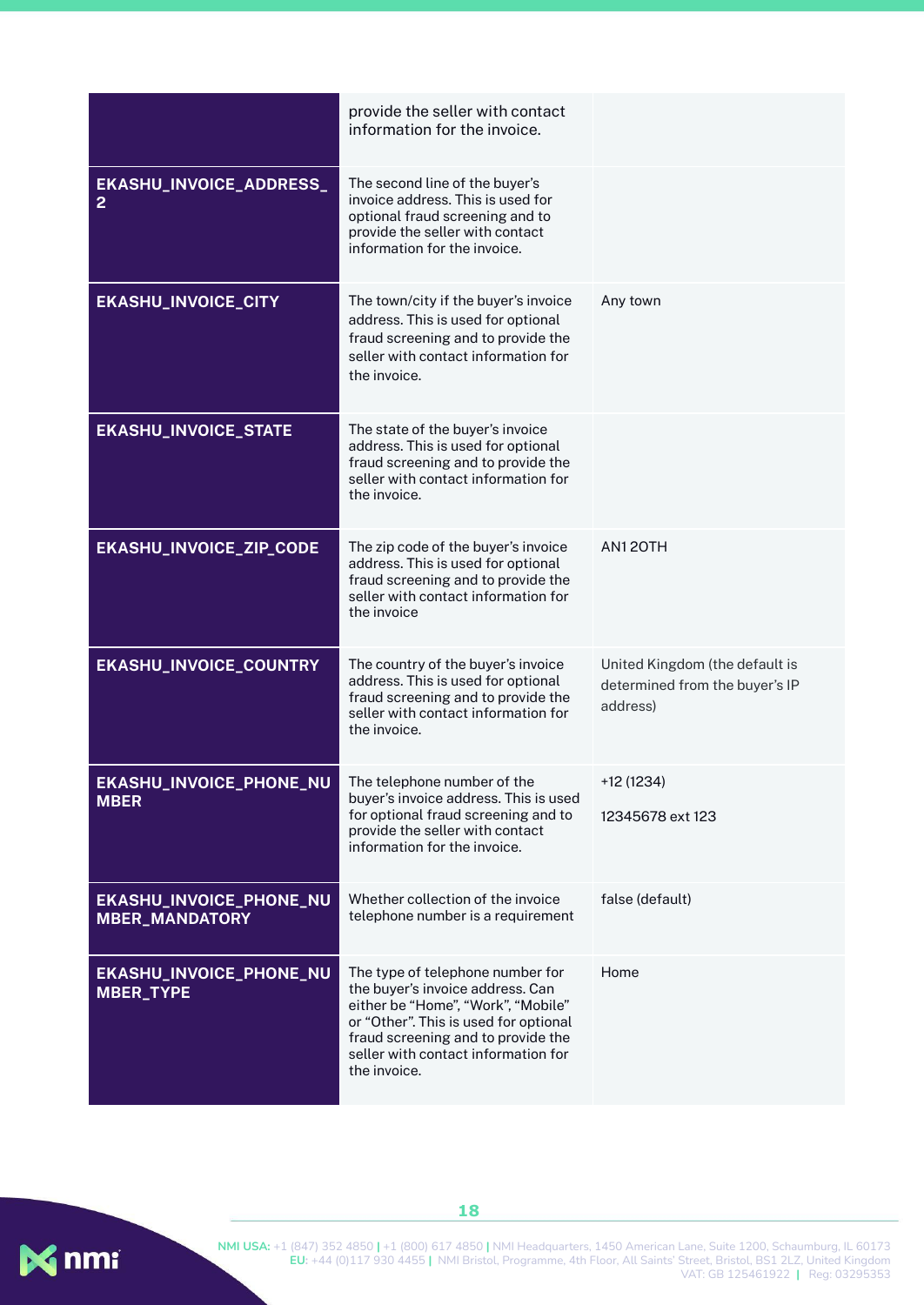| | | |
|---|---|---|
| | provide the seller with contact information for the invoice. | |
| **EKASHU_INVOICE_ADDRESS_2** | The second line of the buyer's invoice address. This is used for optional fraud screening and to provide the seller with contact information for the invoice. | |
| **EKASHU_INVOICE_CITY** | The town/city if the buyer's invoice address. This is used for optional fraud screening and to provide the seller with contact information for the invoice. | Any town |
| **EKASHU_INVOICE_STATE** | The state of the buyer's invoice address. This is used for optional fraud screening and to provide the seller with contact information for the invoice. | |
| **EKASHU_INVOICE_ZIP_CODE** | The zip code of the buyer's invoice address. This is used for optional fraud screening and to provide the seller with contact information for the invoice | AN1 2OTH |
| **EKASHU_INVOICE_COUNTRY** | The country of the buyer's invoice address. This is used for optional fraud screening and to provide the seller with contact information for the invoice. | United Kingdom (the default is determined from the buyer's IP address) |
| **EKASHU_INVOICE_PHONE_NUMBER** | The telephone number of the buyer's invoice address. This is used for optional fraud screening and to provide the seller with contact information for the invoice. | +12 (1234) 12345678 ext 123 |
| **EKASHU_INVOICE_PHONE_NUMBER_MANDATORY** | Whether collection of the invoice telephone number is a requirement | false (default) |
| **EKASHU_INVOICE_PHONE_NUMBER_TYPE** | The type of telephone number for the buyer's invoice address. Can either be "Home", "Work", "Mobile" or "Other". This is used for optional fraud screening and to provide the seller with contact information for the invoice. | Home |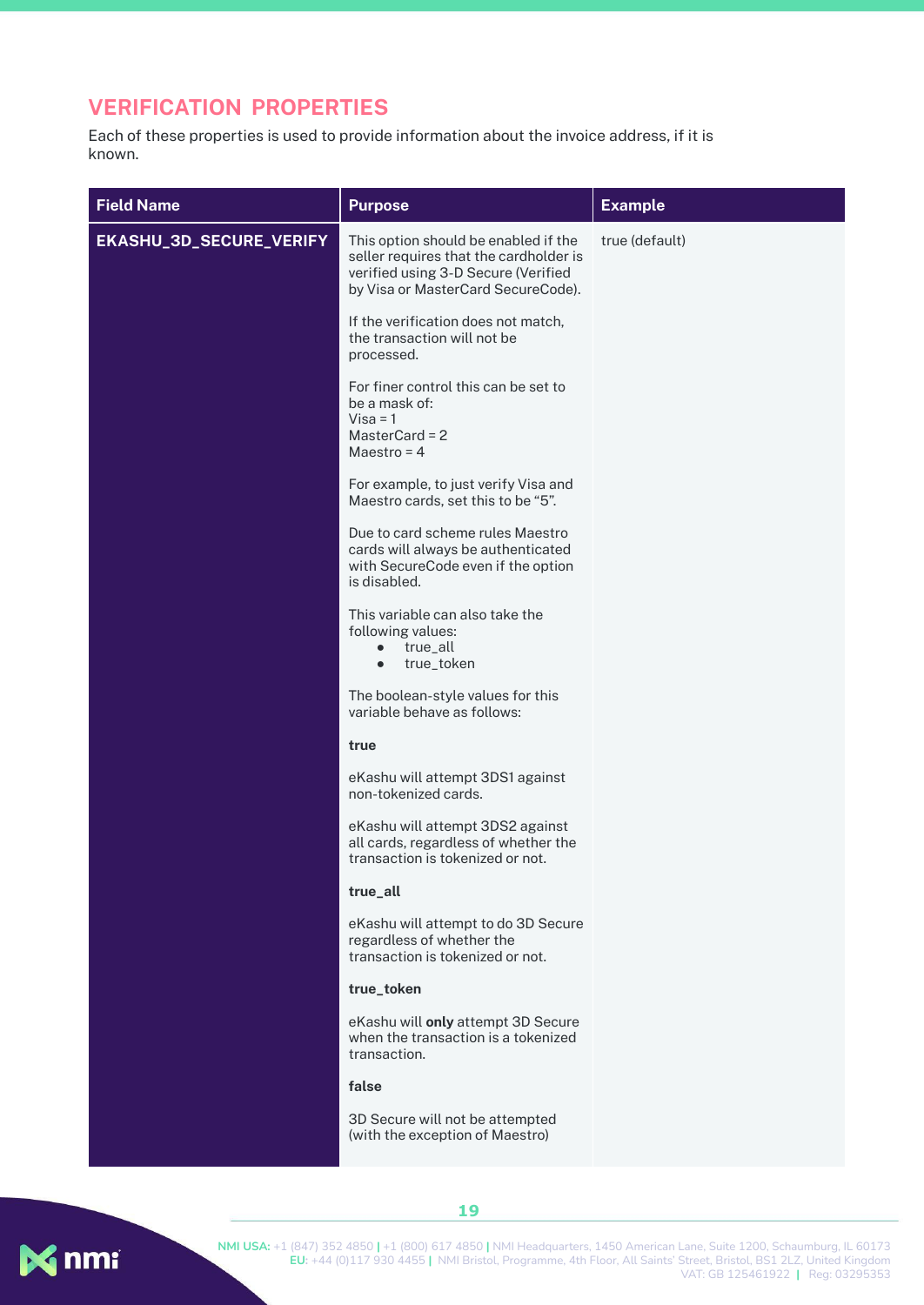## VERIFICATION PROPERTIES

Each of these properties is used to provide information about the invoice address, if it is known.

| Field Name | Purpose | Example |
|---|---|---|
| **EKASHU_3D_SECURE_VERIFY** | This option should be enabled if the seller requires that the cardholder is verified using 3-D Secure (Verified by Visa or MasterCard SecureCode).<br><br>If the verification does not match, the transaction will not be processed.<br><br>For finer control this can be set to be a mask of:<br>Visa = 1<br>MasterCard = 2<br>Maestro = 4<br><br>For example, to just verify Visa and Maestro cards, set this to be "5".<br><br>Due to card scheme rules Maestro cards will always be authenticated with SecureCode even if the option is disabled.<br><br>This variable can also take the following values:<br>• true_all<br>• true_token<br><br>The boolean-style values for this variable behave as follows:<br><br>**true**<br><br>eKashu will attempt 3DS1 against non-tokenized cards.<br><br>eKashu will attempt 3DS2 against all cards, regardless of whether the transaction is tokenized or not.<br><br>**true_all**<br><br>eKashu will attempt to do 3D Secure regardless of whether the transaction is tokenized or not.<br><br>**true_token**<br><br>eKashu will **only** attempt 3D Secure when the transaction is a tokenized transaction.<br><br>**false**<br><br>3D Secure will not be attempted (with the exception of Maestro) | true (default) |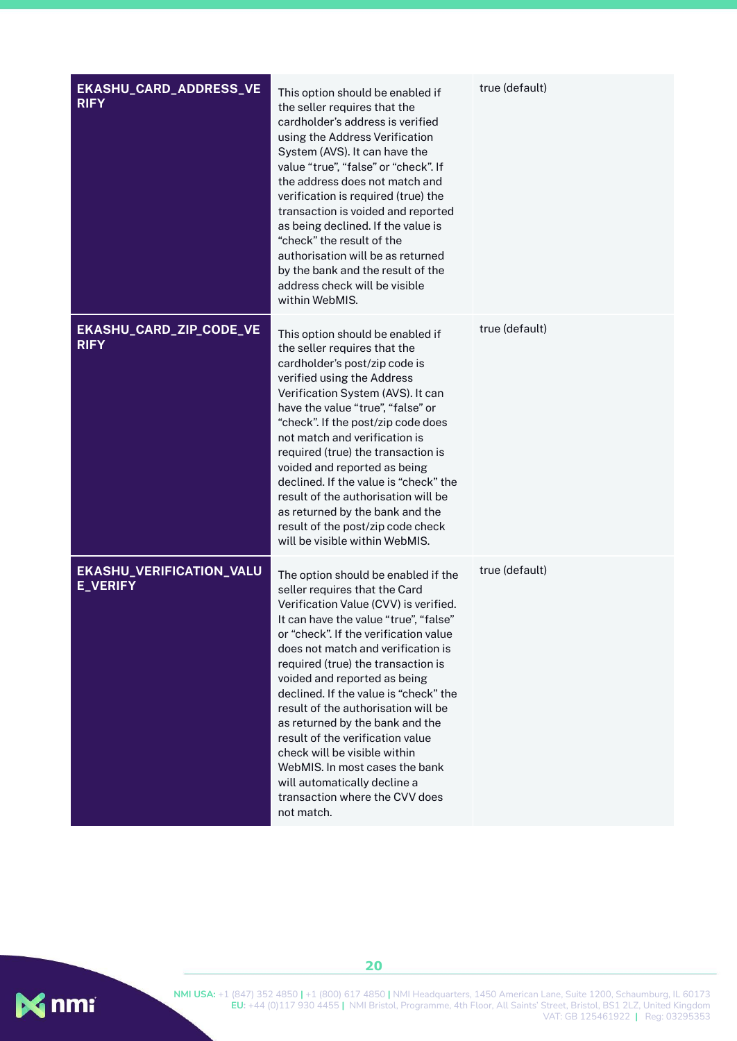| | | |
|---|---|---|
| **EKASHU_CARD_ADDRESS_VERIFY** | This option should be enabled if the seller requires that the cardholder's address is verified using the Address Verification System (AVS). It can have the value "true", "false" or "check". If the address does not match and verification is required (true) the transaction is voided and reported as being declined. If the value is "check" the result of the authorisation will be as returned by the bank and the result of the address check will be visible within WebMIS. | true (default) |
| **EKASHU_CARD_ZIP_CODE_VERIFY** | This option should be enabled if the seller requires that the cardholder's post/zip code is verified using the Address Verification System (AVS). It can have the value "true", "false" or "check". If the post/zip code does not match and verification is required (true) the transaction is voided and reported as being declined. If the value is "check" the result of the authorisation will be as returned by the bank and the result of the post/zip code check will be visible within WebMIS. | true (default) |
| **EKASHU_VERIFICATION_VALUE_VERIFY** | The option should be enabled if the seller requires that the Card Verification Value (CVV) is verified. It can have the value "true", "false" or "check". If the verification value does not match and verification is required (true) the transaction is voided and reported as being declined. If the value is "check" the result of the authorisation will be as returned by the bank and the result of the verification value check will be visible within WebMIS. In most cases the bank will automatically decline a transaction where the CVV does not match. | true (default) |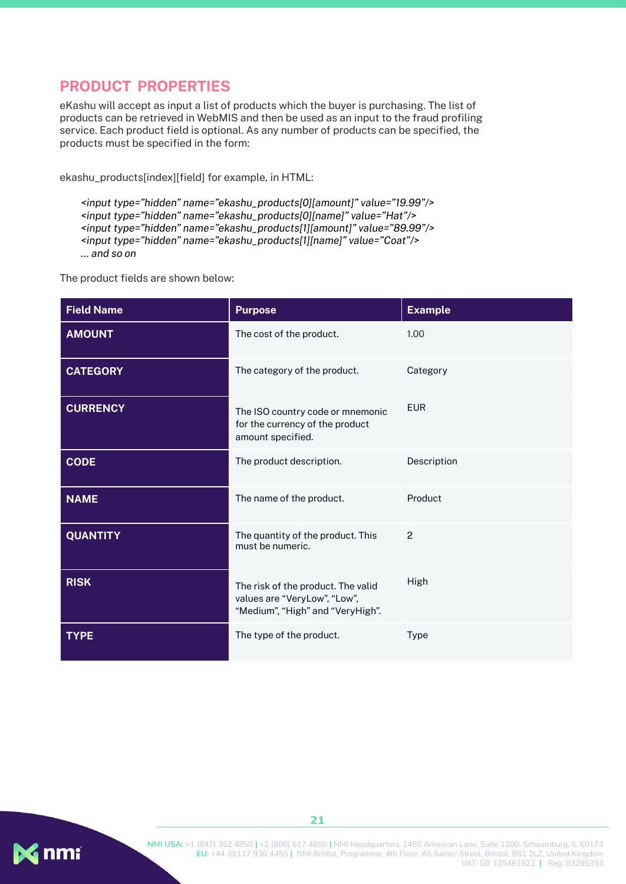## PRODUCT PROPERTIES

eKashu will accept as input a list of products which the buyer is purchasing. The list of products can be retrieved in WebMIS and then be used as an input to the fraud profiling service. Each product field is optional. As any number of products can be specified, the products must be specified in the form:

ekashu_products[index][field] for example, in HTML:

```
<input type="hidden" name="ekashu_products[0][amount]" value="19.99"/>
<input type="hidden" name="ekashu_products[0][name]" value="Hat"/>
<input type="hidden" name="ekashu_products[1][amount]" value="89.99"/>
<input type="hidden" name="ekashu_products[1][name]" value="Coat"/>
... and so on
```

The product fields are shown below:

| Field Name | Purpose | Example |
|---|---|---|
| **AMOUNT** | The cost of the product. | 1.00 |
| **CATEGORY** | The category of the product. | Category |
| **CURRENCY** | The ISO country code or mnemonic for the currency of the product amount specified. | EUR |
| **CODE** | The product description. | Description |
| **NAME** | The name of the product. | Product |
| **QUANTITY** | The quantity of the product. This must be numeric. | 2 |
| **RISK** | The risk of the product. The valid values are "VeryLow", "Low", "Medium", "High" and "VeryHigh". | High |
| **TYPE** | The type of the product. | Type |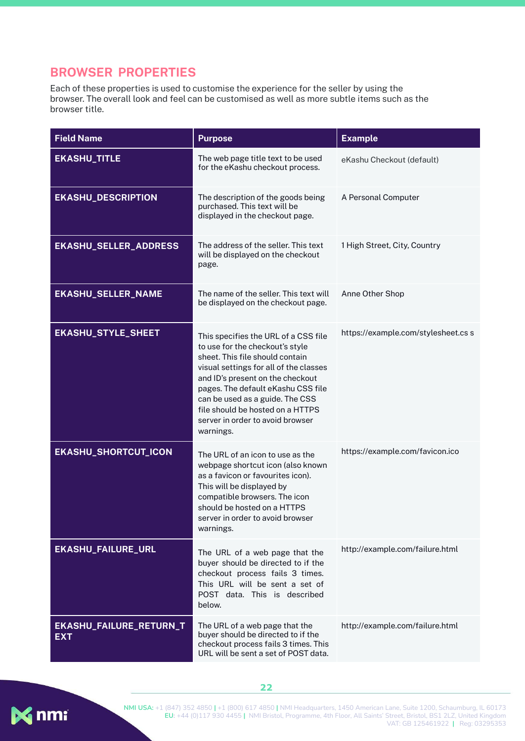## BROWSER PROPERTIES

Each of these properties is used to customise the experience for the seller by using the browser. The overall look and feel can be customised as well as more subtle items such as the browser title.

| Field Name | Purpose | Example |
|---|---|---|
| **EKASHU_TITLE** | The web page title text to be used for the eKashu checkout process. | eKashu Checkout (default) |
| **EKASHU_DESCRIPTION** | The description of the goods being purchased. This text will be displayed in the checkout page. | A Personal Computer |
| **EKASHU_SELLER_ADDRESS** | The address of the seller. This text will be displayed on the checkout page. | 1 High Street, City, Country |
| **EKASHU_SELLER_NAME** | The name of the seller. This text will be displayed on the checkout page. | Anne Other Shop |
| **EKASHU_STYLE_SHEET** | This specifies the URL of a CSS file to use for the checkout's style sheet. This file should contain visual settings for all of the classes and ID's present on the checkout pages. The default eKashu CSS file can be used as a guide. The CSS file should be hosted on a HTTPS server in order to avoid browser warnings. | https://example.com/stylesheet.cs s |
| **EKASHU_SHORTCUT_ICON** | The URL of an icon to use as the webpage shortcut icon (also known as a favicon or favourites icon). This will be displayed by compatible browsers. The icon should be hosted on a HTTPS server in order to avoid browser warnings. | https://example.com/favicon.ico |
| **EKASHU_FAILURE_URL** | The URL of a web page that the buyer should be directed to if the checkout process fails 3 times. This URL will be sent a set of POST data. This is described below. | http://example.com/failure.html |
| **EKASHU_FAILURE_RETURN_TEXT** | The URL of a web page that the buyer should be directed to if the checkout process fails 3 times. This URL will be sent a set of POST data. | http://example.com/failure.html |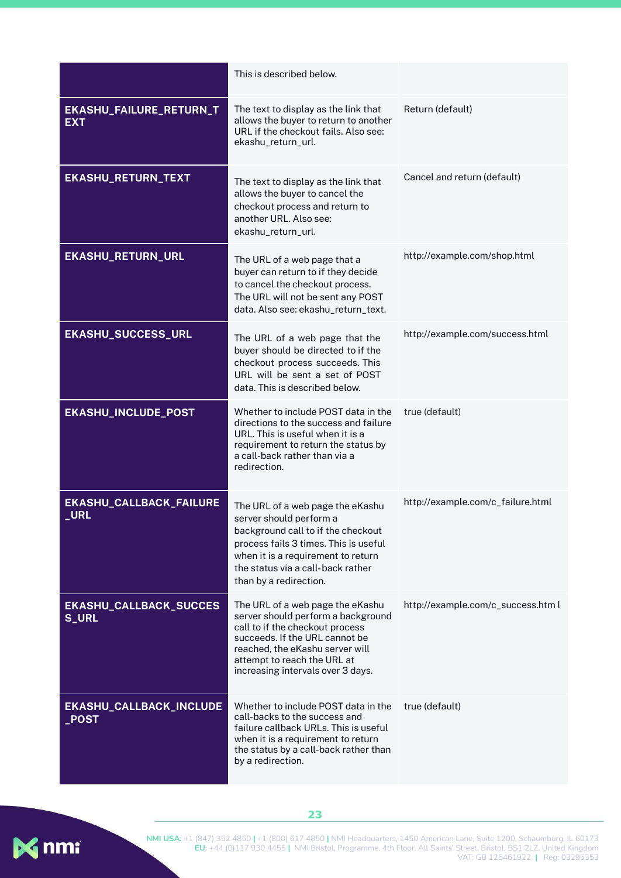| | | |
|---|---|---|
| | This is described below. | |
| **EKASHU_FAILURE_RETURN_TEXT** | The text to display as the link that allows the buyer to return to another URL if the checkout fails. Also see: ekashu_return_url. | Return (default) |
| **EKASHU_RETURN_TEXT** | The text to display as the link that allows the buyer to cancel the checkout process and return to another URL. Also see: ekashu_return_url. | Cancel and return (default) |
| **EKASHU_RETURN_URL** | The URL of a web page that a buyer can return to if they decide to cancel the checkout process. The URL will not be sent any POST data. Also see: ekashu_return_text. | http://example.com/shop.html |
| **EKASHU_SUCCESS_URL** | The URL of a web page that the buyer should be directed to if the checkout process succeeds. This URL will be sent a set of POST data. This is described below. | http://example.com/success.html |
| **EKASHU_INCLUDE_POST** | Whether to include POST data in the directions to the success and failure URL. This is useful when it is a requirement to return the status by a call-back rather than via a redirection. | true (default) |
| **EKASHU_CALLBACK_FAILURE_URL** | The URL of a web page the eKashu server should perform a background call to if the checkout process fails 3 times. This is useful when it is a requirement to return the status via a call-back rather than by a redirection. | http://example.com/c_failure.html |
| **EKASHU_CALLBACK_SUCCESS_URL** | The URL of a web page the eKashu server should perform a background call to if the checkout process succeeds. If the URL cannot be reached, the eKashu server will attempt to reach the URL at increasing intervals over 3 days. | http://example.com/c_success.htm l |
| **EKASHU_CALLBACK_INCLUDE_POST** | Whether to include POST data in the call-backs to the success and failure callback URLs. This is useful when it is a requirement to return the status by a call-back rather than by a redirection. | true (default) |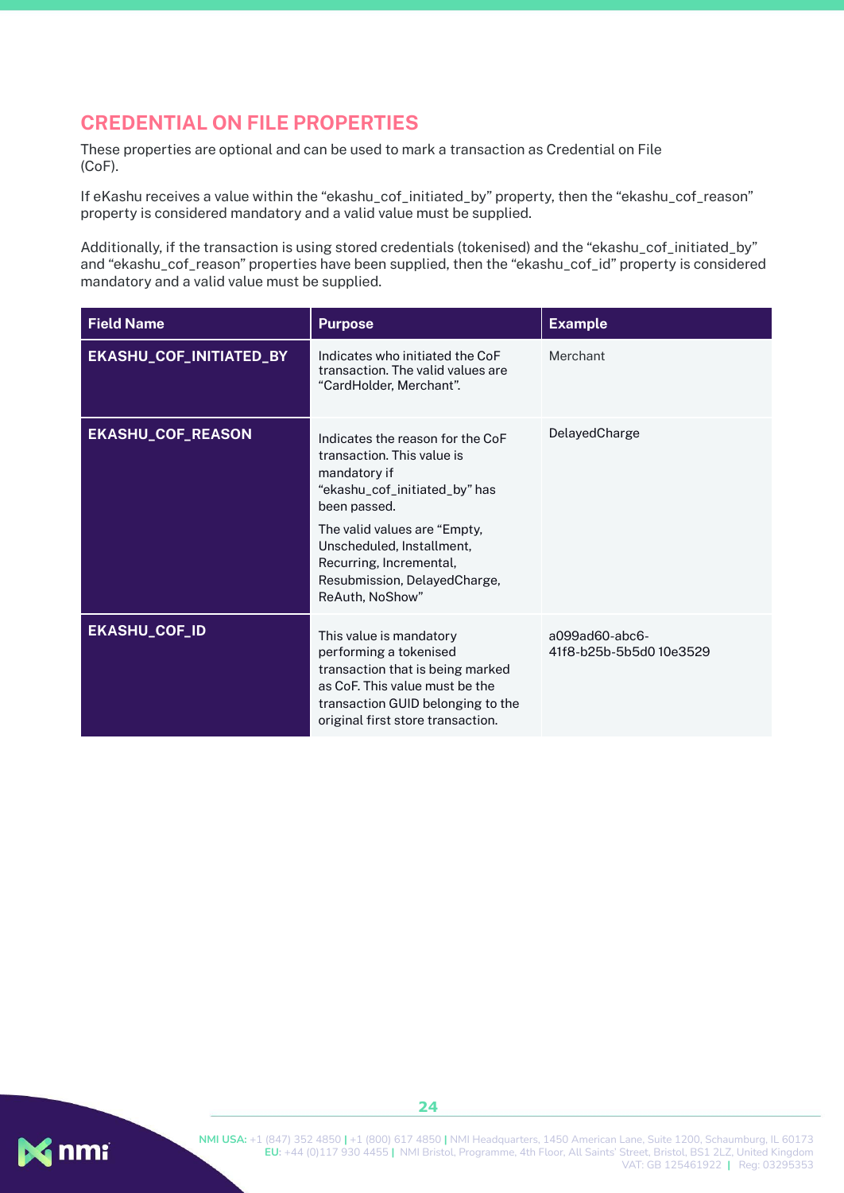## CREDENTIAL ON FILE PROPERTIES

These properties are optional and can be used to mark a transaction as Credential on File (CoF).

If eKashu receives a value within the “ekashu_cof_initiated_by” property, then the “ekashu_cof_reason” property is considered mandatory and a valid value must be supplied.

Additionally, if the transaction is using stored credentials (tokenised) and the “ekashu_cof_initiated_by” and “ekashu_cof_reason” properties have been supplied, then the “ekashu_cof_id” property is considered mandatory and a valid value must be supplied.

| Field Name | Purpose | Example |
|---|---|---|
| **EKASHU_COF_INITIATED_BY** | Indicates who initiated the CoF transaction. The valid values are “CardHolder, Merchant”. | Merchant |
| **EKASHU_COF_REASON** | Indicates the reason for the CoF transaction. This value is mandatory if “ekashu_cof_initiated_by” has been passed.<br><br>The valid values are “Empty, Unscheduled, Installment, Recurring, Incremental, Resubmission, DelayedCharge, ReAuth, NoShow” | DelayedCharge |
| **EKASHU_COF_ID** | This value is mandatory performing a tokenised transaction that is being marked as CoF. This value must be the transaction GUID belonging to the original first store transaction. | a099ad60-abc6-41f8-b25b-5b5d0 10e3529 |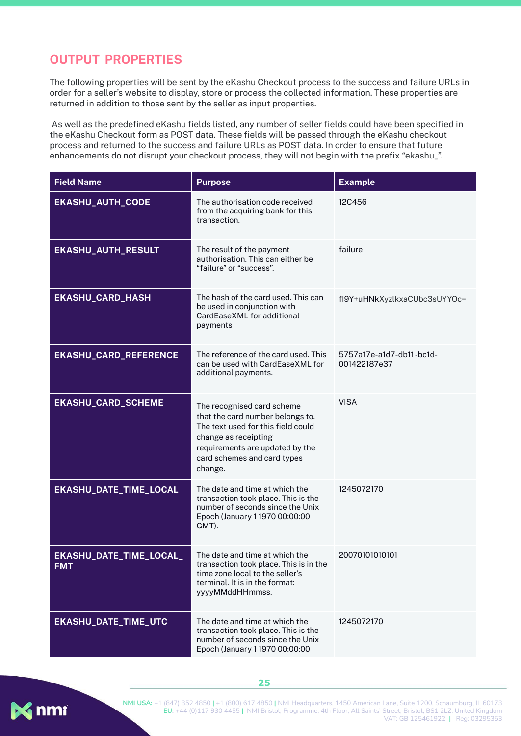## OUTPUT PROPERTIES

The following properties will be sent by the eKashu Checkout process to the success and failure URLs in order for a seller's website to display, store or process the collected information. These properties are returned in addition to those sent by the seller as input properties.

As well as the predefined eKashu fields listed, any number of seller fields could have been specified in the eKashu Checkout form as POST data. These fields will be passed through the eKashu checkout process and returned to the success and failure URLs as POST data. In order to ensure that future enhancements do not disrupt your checkout process, they will not begin with the prefix "ekashu_".

| Field Name | Purpose | Example |
|---|---|---|
| **EKASHU_AUTH_CODE** | The authorisation code received from the acquiring bank for this transaction. | 12C456 |
| **EKASHU_AUTH_RESULT** | The result of the payment authorisation. This can either be "failure" or "success". | failure |
| **EKASHU_CARD_HASH** | The hash of the card used. This can be used in conjunction with CardEaseXML for additional payments | fI9Y+uHNkXyzlkxaCUbc3sUYYOc= |
| **EKASHU_CARD_REFERENCE** | The reference of the card used. This can be used with CardEaseXML for additional payments. | 5757a17e-a1d7-db11-bc1d-001422187e37 |
| **EKASHU_CARD_SCHEME** | The recognised card scheme that the card number belongs to. The text used for this field could change as receipting requirements are updated by the card schemes and card types change. | VISA |
| **EKASHU_DATE_TIME_LOCAL** | The date and time at which the transaction took place. This is the number of seconds since the Unix Epoch (January 1 1970 00:00:00 GMT). | 1245072170 |
| **EKASHU_DATE_TIME_LOCAL_FMT** | The date and time at which the transaction took place. This is in the time zone local to the seller's terminal. It is in the format: yyyyMMddHHmmss. | 20070101010101 |
| **EKASHU_DATE_TIME_UTC** | The date and time at which the transaction took place. This is the number of seconds since the Unix Epoch (January 1 1970 00:00:00 | 1245072170 |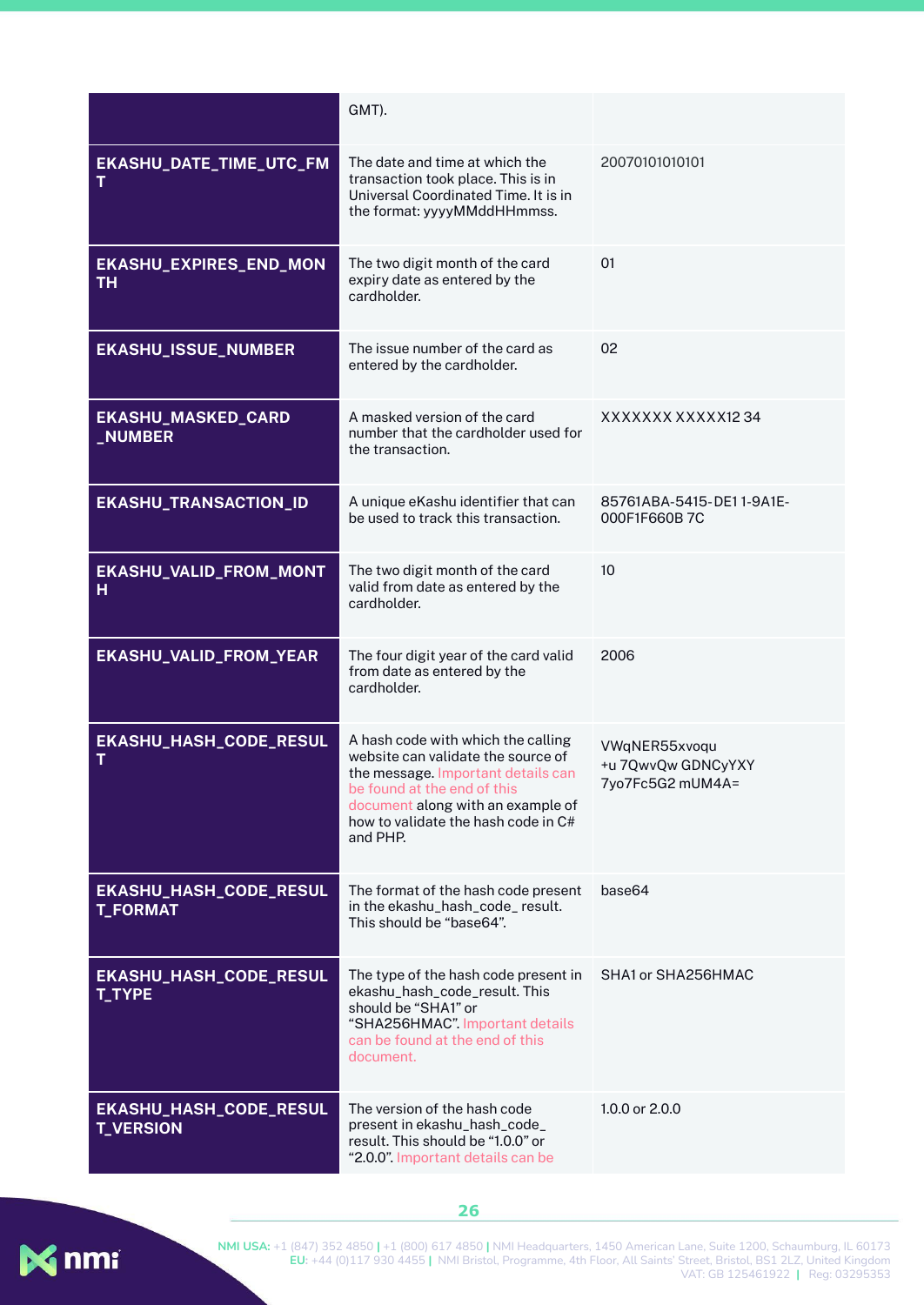| | | |
|---|---|---|
| | GMT). | |
| **EKASHU_DATE_TIME_UTC_FMT** | The date and time at which the transaction took place. This is in Universal Coordinated Time. It is in the format: yyyyMMddHHmmss. | 20070101010101 |
| **EKASHU_EXPIRES_END_MONTH** | The two digit month of the card expiry date as entered by the cardholder. | 01 |
| **EKASHU_ISSUE_NUMBER** | The issue number of the card as entered by the cardholder. | 02 |
| **EKASHU_MASKED_CARD_NUMBER** | A masked version of the card number that the cardholder used for the transaction. | XXXXXXX XXXXX12 34 |
| **EKASHU_TRANSACTION_ID** | A unique eKashu identifier that can be used to track this transaction. | 85761ABA-5415-DE1 1-9A1E-000F1F660B 7C |
| **EKASHU_VALID_FROM_MONTH** | The two digit month of the card valid from date as entered by the cardholder. | 10 |
| **EKASHU_VALID_FROM_YEAR** | The four digit year of the card valid from date as entered by the cardholder. | 2006 |
| **EKASHU_HASH_CODE_RESULT** | A hash code with which the calling website can validate the source of the message. Important details can be found at the end of this document along with an example of how to validate the hash code in C# and PHP. | VWqNER55xvoqu +u 7QwvQw GDNCyYXY 7yo7Fc5G2 mUM4A= |
| **EKASHU_HASH_CODE_RESULT_FORMAT** | The format of the hash code present in the ekashu_hash_code_ result. This should be "base64". | base64 |
| **EKASHU_HASH_CODE_RESULT_TYPE** | The type of the hash code present in ekashu_hash_code_result. This should be "SHA1" or "SHA256HMAC". Important details can be found at the end of this document. | SHA1 or SHA256HMAC |
| **EKASHU_HASH_CODE_RESULT_VERSION** | The version of the hash code present in ekashu_hash_code_ result. This should be "1.0.0" or "2.0.0". Important details can be | 1.0.0 or 2.0.0 |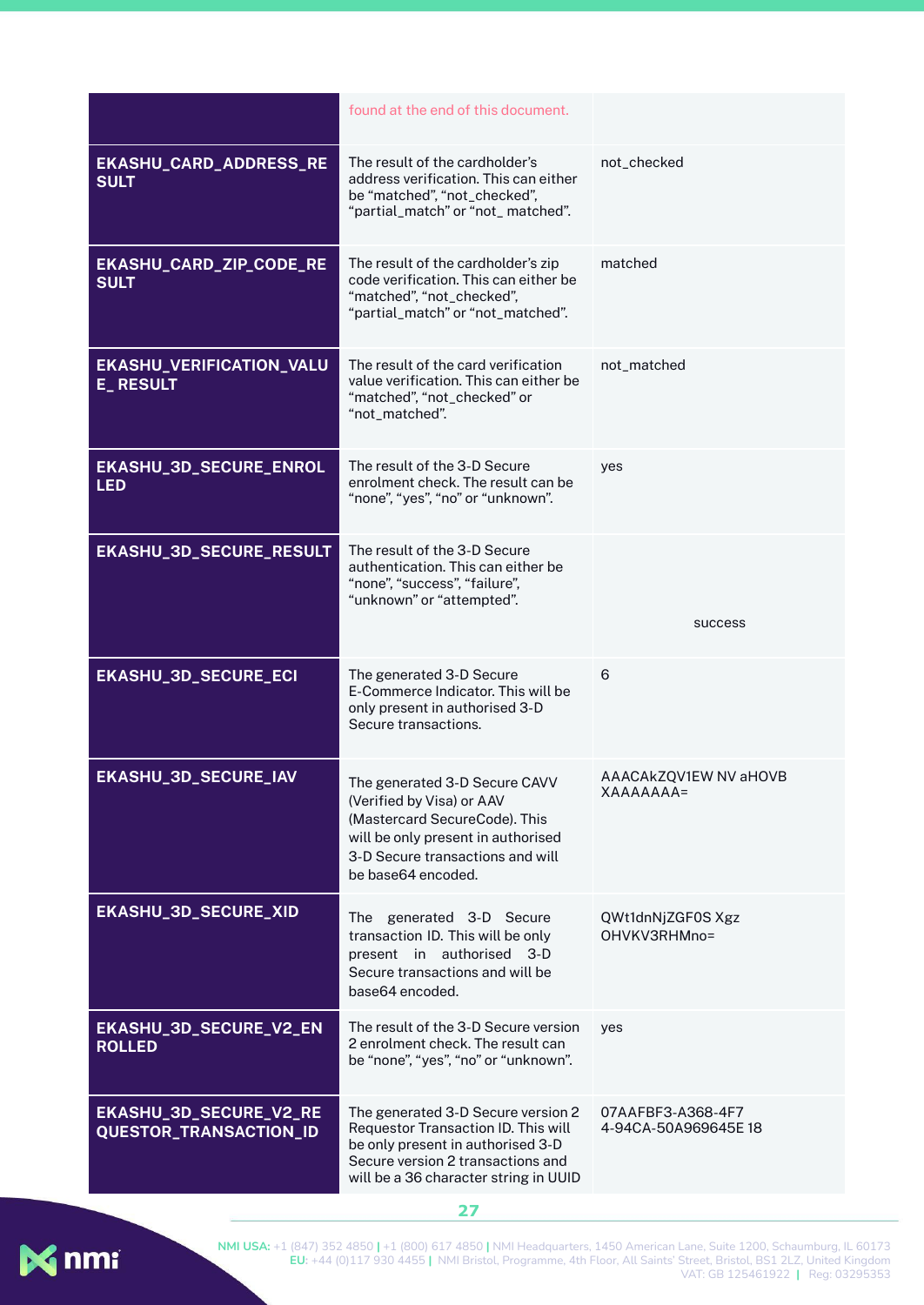| | | |
|---|---|---|
| | found at the end of this document. | |
| **EKASHU_CARD_ADDRESS_RESULT** | The result of the cardholder's address verification. This can either be "matched", "not_checked", "partial_match" or "not_ matched". | not_checked |
| **EKASHU_CARD_ZIP_CODE_RESULT** | The result of the cardholder's zip code verification. This can either be "matched", "not_checked", "partial_match" or "not_matched". | matched |
| **EKASHU_VERIFICATION_VALUE_ RESULT** | The result of the card verification value verification. This can either be "matched", "not_checked" or "not_matched". | not_matched |
| **EKASHU_3D_SECURE_ENROLLED** | The result of the 3-D Secure enrolment check. The result can be "none", "yes", "no" or "unknown". | yes |
| **EKASHU_3D_SECURE_RESULT** | The result of the 3-D Secure authentication. This can either be "none", "success", "failure", "unknown" or "attempted". | success |
| **EKASHU_3D_SECURE_ECI** | The generated 3-D Secure E-Commerce Indicator. This will be only present in authorised 3-D Secure transactions. | 6 |
| **EKASHU_3D_SECURE_IAV** | The generated 3-D Secure CAVV (Verified by Visa) or AAV (Mastercard SecureCode). This will be only present in authorised 3-D Secure transactions and will be base64 encoded. | AAACAkZQV1EW NV aHOVB XXAAAAAA= |
| **EKASHU_3D_SECURE_XID** | The generated 3-D Secure transaction ID. This will be only present in authorised 3-D Secure transactions and will be base64 encoded. | QWt1dnNjZGF0S Xgz OHVKV3RHMno= |
| **EKASHU_3D_SECURE_V2_ENROLLED** | The result of the 3-D Secure version 2 enrolment check. The result can be "none", "yes", "no" or "unknown". | yes |
| **EKASHU_3D_SECURE_V2_REQUESTOR_TRANSACTION_ID** | The generated 3-D Secure version 2 Requestor Transaction ID. This will be only present in authorised 3-D Secure version 2 transactions and will be a 36 character string in UUID | 07AAFBF3-A368-4F7 4-94CA-50A969645E 18 |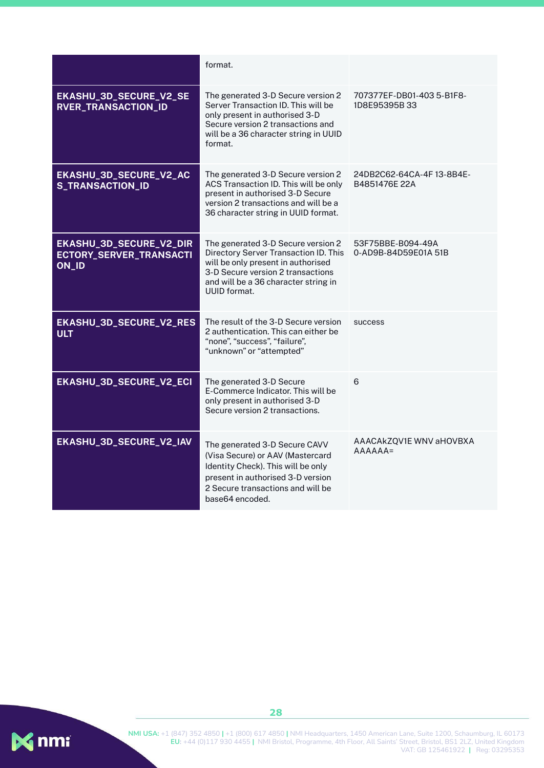| | | |
|---|---|---|
| | format. | |
| **EKASHU_3D_SECURE_V2_SERVER_TRANSACTION_ID** | The generated 3-D Secure version 2 Server Transaction ID. This will be only present in authorised 3-D Secure version 2 transactions and will be a 36 character string in UUID format. | 707377EF-DB01-403 5-B1F8-1D8E95395B 33 |
| **EKASHU_3D_SECURE_V2_ACS_TRANSACTION_ID** | The generated 3-D Secure version 2 ACS Transaction ID. This will be only present in authorised 3-D Secure version 2 transactions and will be a 36 character string in UUID format. | 24DB2C62-64CA-4F 13-8B4E-B4851476E 22A |
| **EKASHU_3D_SECURE_V2_DIRECTORY_SERVER_TRANSACTION_ID** | The generated 3-D Secure version 2 Directory Server Transaction ID. This will be only present in authorised 3-D Secure version 2 transactions and will be a 36 character string in UUID format. | 53F75BBE-B094-49A 0-AD9B-84D59E01A 51B |
| **EKASHU_3D_SECURE_V2_RESULT** | The result of the 3-D Secure version 2 authentication. This can either be "none", "success", "failure", "unknown" or "attempted" | success |
| **EKASHU_3D_SECURE_V2_ECI** | The generated 3-D Secure E-Commerce Indicator. This will be only present in authorised 3-D Secure version 2 transactions. | 6 |
| **EKASHU_3D_SECURE_V2_IAV** | The generated 3-D Secure CAVV (Visa Secure) or AAV (Mastercard Identity Check). This will be only present in authorised 3-D Secure version 2 Secure transactions and will be base64 encoded. | AAACAkZQV1E WNV aHOVBXA AAAAAA= |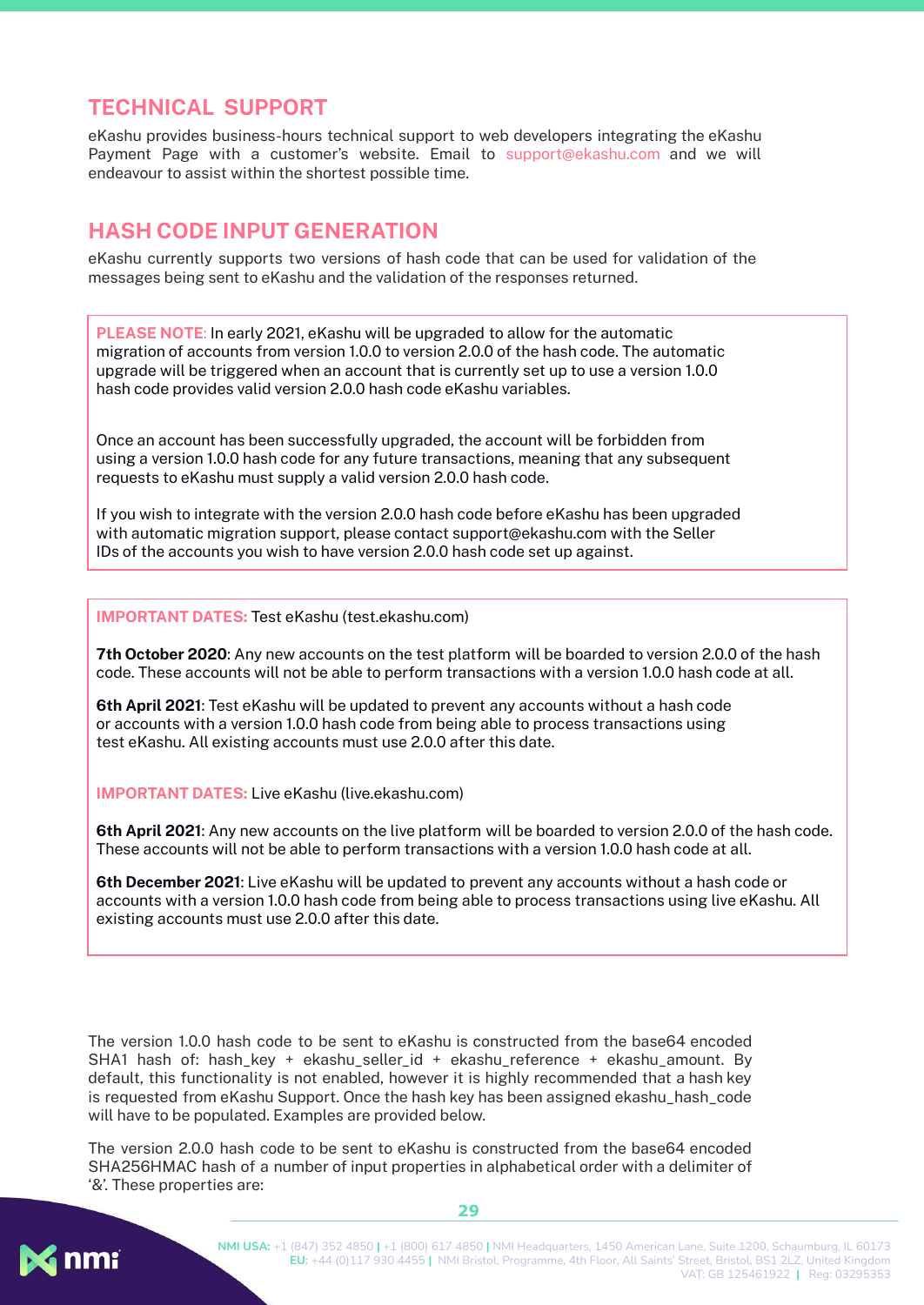## TECHNICAL SUPPORT

eKashu provides business-hours technical support to web developers integrating the eKashu Payment Page with a customer's website. Email to support@ekashu.com and we will endeavour to assist within the shortest possible time.

## HASH CODE INPUT GENERATION

eKashu currently supports two versions of hash code that can be used for validation of the messages being sent to eKashu and the validation of the responses returned.

> **PLEASE NOTE**: In early 2021, eKashu will be upgraded to allow for the automatic migration of accounts from version 1.0.0 to version 2.0.0 of the hash code. The automatic upgrade will be triggered when an account that is currently set up to use a version 1.0.0 hash code provides valid version 2.0.0 hash code eKashu variables.
>
> Once an account has been successfully upgraded, the account will be forbidden from using a version 1.0.0 hash code for any future transactions, meaning that any subsequent requests to eKashu must supply a valid version 2.0.0 hash code.
>
> If you wish to integrate with the version 2.0.0 hash code before eKashu has been upgraded with automatic migration support, please contact support@ekashu.com with the Seller IDs of the accounts you wish to have version 2.0.0 hash code set up against.

> **IMPORTANT DATES:** Test eKashu (test.ekashu.com)
>
> **7th October 2020**: Any new accounts on the test platform will be boarded to version 2.0.0 of the hash code. These accounts will not be able to perform transactions with a version 1.0.0 hash code at all.
>
> **6th April 2021**: Test eKashu will be updated to prevent any accounts without a hash code or accounts with a version 1.0.0 hash code from being able to process transactions using test eKashu. All existing accounts must use 2.0.0 after this date.
>
> **IMPORTANT DATES:** Live eKashu (live.ekashu.com)
>
> **6th April 2021**: Any new accounts on the live platform will be boarded to version 2.0.0 of the hash code. These accounts will not be able to perform transactions with a version 1.0.0 hash code at all.
>
> **6th December 2021**: Live eKashu will be updated to prevent any accounts without a hash code or accounts with a version 1.0.0 hash code from being able to process transactions using live eKashu. All existing accounts must use 2.0.0 after this date.

The version 1.0.0 hash code to be sent to eKashu is constructed from the base64 encoded SHA1 hash of: hash_key + ekashu_seller_id + ekashu_reference + ekashu_amount. By default, this functionality is not enabled, however it is highly recommended that a hash key is requested from eKashu Support. Once the hash key has assigned ekashu_hash_code will have to be populated. Examples are provided below.

The version 2.0.0 hash code to be sent to eKashu is constructed from the base64 encoded SHA256HMAC hash of a number of input properties in alphabetical order with a delimiter of '&'. These properties are: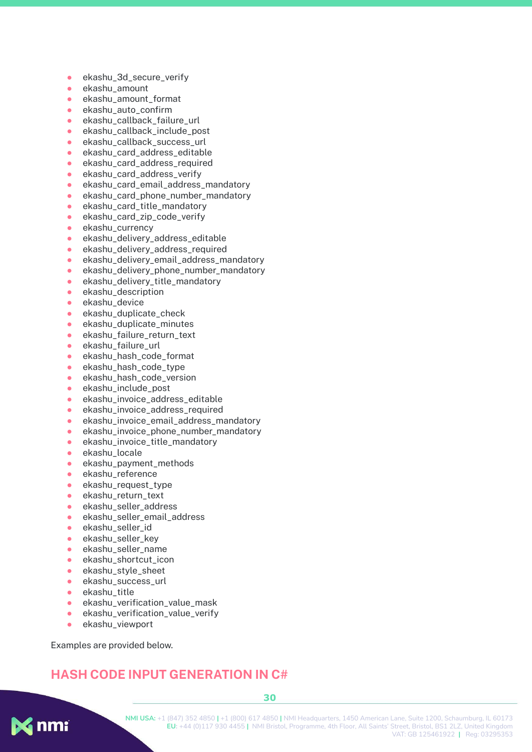- ekashu_3d_secure_verify
- ekashu_amount
- ekashu_amount_format
- ekashu_auto_confirm
- ekashu_callback_failure_url
- ekashu_callback_include_post
- ekashu_callback_success_url
- ekashu_card_address_editable
- ekashu_card_address_required
- ekashu_card_address_verify
- ekashu_card_email_address_mandatory
- ekashu_card_phone_number_mandatory
- ekashu_card_title_mandatory
- ekashu_card_zip_code_verify
- ekashu_currency
- ekashu_delivery_address_editable
- ekashu_delivery_address_required
- ekashu_delivery_email_address_mandatory
- ekashu_delivery_phone_number_mandatory
- ekashu_delivery_title_mandatory
- ekashu_description
- ekashu_device
- ekashu_duplicate_check
- ekashu_duplicate_minutes
- ekashu_failure_return_text
- ekashu_failure_url
- ekashu_hash_code_format
- ekashu_hash_code_type
- ekashu_hash_code_version
- ekashu_include_post
- ekashu_invoice_address_editable
- ekashu_invoice_address_required
- ekashu_invoice_email_address_mandatory
- ekashu_invoice_phone_number_mandatory
- ekashu_invoice_title_mandatory
- ekashu_locale
- ekashu_payment_methods
- ekashu_reference
- ekashu_request_type
- ekashu_return_text
- ekashu_seller_address
- ekashu_seller_email_address
- ekashu_seller_id
- ekashu_seller_key
- ekashu_seller_name
- ekashu_shortcut_icon
- ekashu_style_sheet
- ekashu_success_url
- ekashu_title
- ekashu_verification_value_mask
- ekashu_verification_value_verify
- ekashu_viewport

Examples are provided below.

## HASH CODE INPUT GENERATION IN C#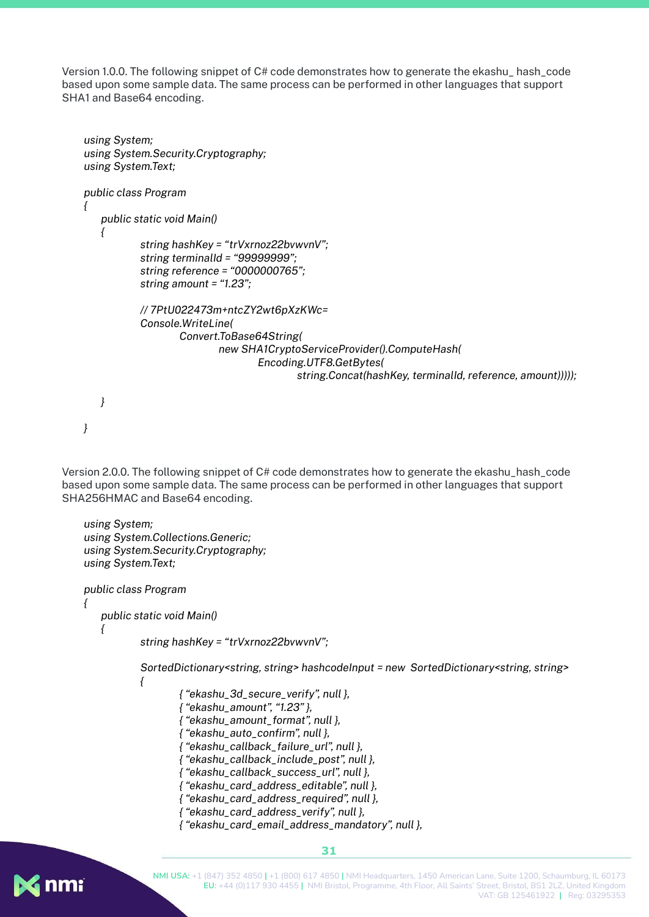Version 1.0.0. The following snippet of C# code demonstrates how to generate the ekashu_ hash_code based upon some sample data. The same process can be performed in other languages that support SHA1 and Base64 encoding.

```
using System;
using System.Security.Cryptography;
using System.Text;

public class Program
{
    public static void Main()
    {
            string hashKey = "trVxrnoz22bvwvnV";
            string terminalId = "99999999";
            string reference = "0000000765";
            string amount = "1.23";

            // 7PtU022473m+ntcZY2wt6pXzKWc=
            Console.WriteLine(
                    Convert.ToBase64String(
                            new SHA1CryptoServiceProvider().ComputeHash(
                                    Encoding.UTF8.GetBytes(
                                            string.Concat(hashKey, terminalId, reference, amount)))));

    }

}
```

Version 2.0.0. The following snippet of C# code demonstrates how to generate the ekashu_hash_code based upon some sample data. The same process can be performed in other languages that support SHA256HMAC and Base64 encoding.

```
using System;
using System.Collections.Generic;
using System.Security.Cryptography;
using System.Text;

public class Program
{
    public static void Main()
    {
            string hashKey = "trVxrnoz22bvwvnV";

            SortedDictionary<string, string> hashcodeInput = new  SortedDictionary<string, string>
            {
                    { "ekashu_3d_secure_verify", null },
                    { "ekashu_amount", "1.23" },
                    { "ekashu_amount_format", null },
                    { "ekashu_auto_confirm", null },
                    { "ekashu_callback_failure_url", null },
                    { "ekashu_callback_include_post", null },
                    { "ekashu_callback_success_url", null },
                    { "ekashu_card_address_editable", null },
                    { "ekashu_card_address_required", null },
                    { "ekashu_card_address_verify", null },
                    { "ekashu_card_email_address_mandatory", null },
```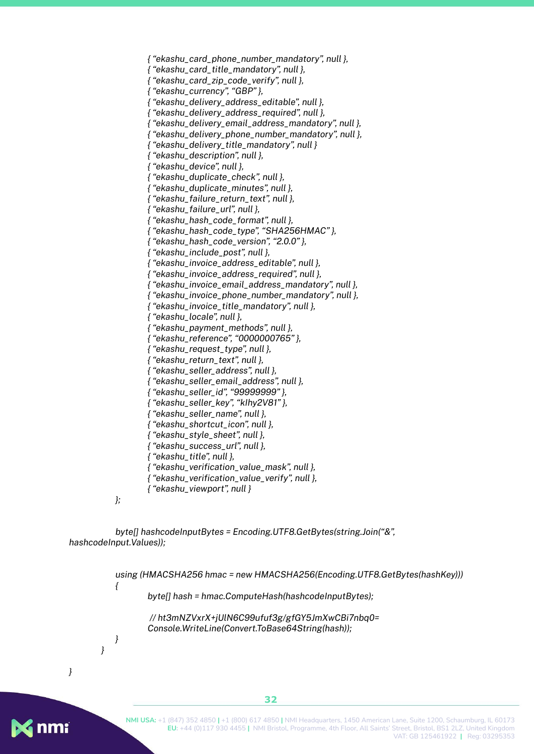```
                { "ekashu_card_phone_number_mandatory", null },
                { "ekashu_card_title_mandatory", null },
                { "ekashu_card_zip_code_verify", null },
                { "ekashu_currency", "GBP" },
                { "ekashu_delivery_address_editable", null },
                { "ekashu_delivery_address_required", null },
                { "ekashu_delivery_email_address_mandatory", null },
                { "ekashu_delivery_phone_number_mandatory", null },
                { "ekashu_delivery_title_mandatory", null }
                { "ekashu_description", null },
                { "ekashu_device", null },
                { "ekashu_duplicate_check", null },
                { "ekashu_duplicate_minutes", null },
                { "ekashu_failure_return_text", null },
                { "ekashu_failure_url", null },
                { "ekashu_hash_code_format", null },
                { "ekashu_hash_code_type", "SHA256HMAC" },
                { "ekashu_hash_code_version", "2.0.0" },
                { "ekashu_include_post", null },
                { "ekashu_invoice_address_editable", null },
                { "ekashu_invoice_address_required", null },
                { "ekashu_invoice_email_address_mandatory", null },
                { "ekashu_invoice_phone_number_mandatory", null },
                { "ekashu_invoice_title_mandatory", null },
                { "ekashu_locale", null },
                { "ekashu_payment_methods", null },
                { "ekashu_reference", "0000000765" },
                { "ekashu_request_type", null },
                { "ekashu_return_text", null },
                { "ekashu_seller_address", null },
                { "ekashu_seller_email_address", null },
                { "ekashu_seller_id", "99999999" },
                { "ekashu_seller_key", "klhy2V81" },
                { "ekashu_seller_name", null },
                { "ekashu_shortcut_icon", null },
                { "ekashu_style_sheet", null },
                { "ekashu_success_url", null },
                { "ekashu_title", null },
                { "ekashu_verification_value_mask", null },
                { "ekashu_verification_value_verify", null },
                { "ekashu_viewport", null }
            };

            byte[] hashcodeInputBytes = Encoding.UTF8.GetBytes(string.Join("&",
hashcodeInput.Values));

            using (HMACSHA256 hmac = new HMACSHA256(Encoding.UTF8.GetBytes(hashKey)))
            {
                byte[] hash = hmac.ComputeHash(hashcodeInputBytes);

                // ht3mNZVxrX+jUlN6C99ufuf3g/gfGY5JmXwCBi7nbq0=
                Console.WriteLine(Convert.ToBase64String(hash));
            }
        }
}
```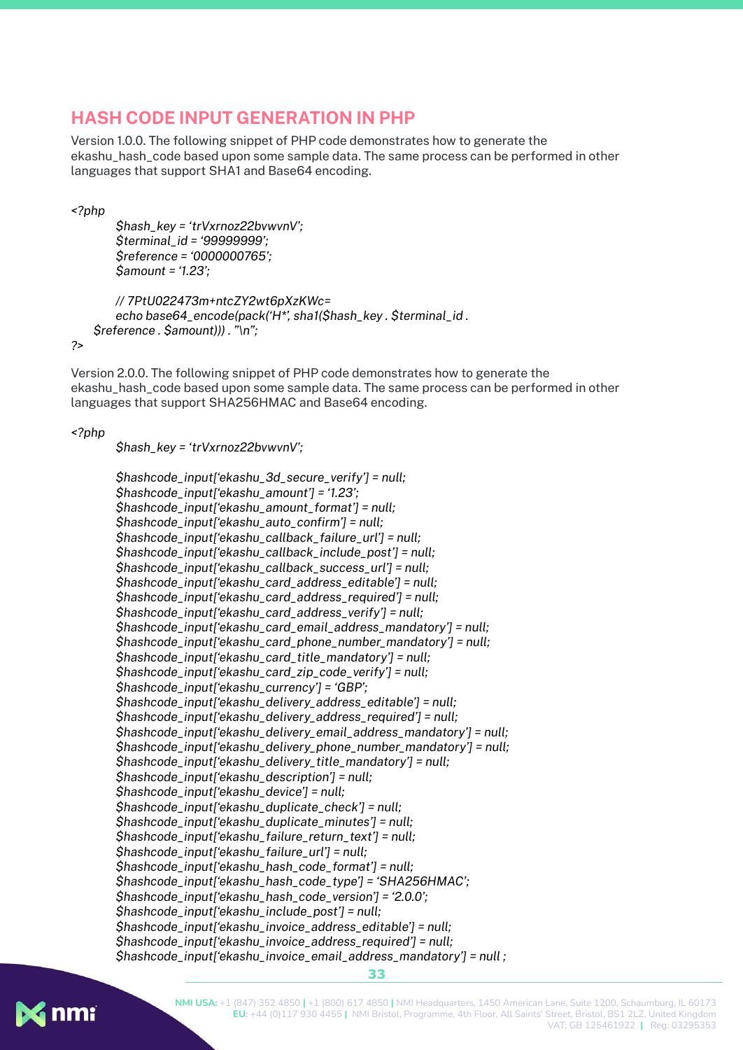## HASH CODE INPUT GENERATION IN PHP

Version 1.0.0. The following snippet of PHP code demonstrates how to generate the ekashu_hash_code based upon some sample data. The same process can be performed in other languages that support SHA1 and Base64 encoding.

```
<?php
        $hash_key = 'trVxrnoz22bvwvnV';
        $terminal_id = '99999999';
        $reference = '0000000765';
        $amount = '1.23';

        // 7PtU022473m+ntcZY2wt6pXzKWc=
        echo base64_encode(pack('H*', sha1($hash_key . $terminal_id .
    $reference . $amount))) . "\n";
?>
```

Version 2.0.0. The following snippet of PHP code demonstrates how to generate the ekashu_hash_code based upon some sample data. The same process can be performed in other languages that support SHA256HMAC and Base64 encoding.

```
<?php
        $hash_key = 'trVxrnoz22bvwvnV';

        $hashcode_input['ekashu_3d_secure_verify'] = null;
        $hashcode_input['ekashu_amount'] = '1.23';
        $hashcode_input['ekashu_amount_format'] = null;
        $hashcode_input['ekashu_auto_confirm'] = null;
        $hashcode_input['ekashu_callback_failure_url'] = null;
        $hashcode_input['ekashu_callback_include_post'] = null;
        $hashcode_input['ekashu_callback_success_url'] = null;
        $hashcode_input['ekashu_card_address_editable'] = null;
        $hashcode_input['ekashu_card_address_required'] = null;
        $hashcode_input['ekashu_card_address_verify'] = null;
        $hashcode_input['ekashu_card_email_address_mandatory'] = null;
        $hashcode_input['ekashu_card_phone_number_mandatory'] = null;
        $hashcode_input['ekashu_card_title_mandatory'] = null;
        $hashcode_input['ekashu_card_zip_code_verify'] = null;
        $hashcode_input['ekashu_currency'] = 'GBP';
        $hashcode_input['ekashu_delivery_address_editable'] = null;
        $hashcode_input['ekashu_delivery_address_required'] = null;
        $hashcode_input['ekashu_delivery_email_address_mandatory'] = null;
        $hashcode_input['ekashu_delivery_phone_number_mandatory'] = null;
        $hashcode_input['ekashu_delivery_title_mandatory'] = null;
        $hashcode_input['ekashu_description'] = null;
        $hashcode_input['ekashu_device'] = null;
        $hashcode_input['ekashu_duplicate_check'] = null;
        $hashcode_input['ekashu_duplicate_minutes'] = null;
        $hashcode_input['ekashu_failure_return_text'] = null;
        $hashcode_input['ekashu_failure_url'] = null;
        $hashcode_input['ekashu_hash_code_format'] = null;
        $hashcode_input['ekashu_hash_code_type'] = 'SHA256HMAC';
        $hashcode_input['ekashu_hash_code_version'] = '2.0.0';
        $hashcode_input['ekashu_include_post'] = null;
        $hashcode_input['ekashu_invoice_address_editable'] = null;
        $hashcode_input['ekashu_invoice_address_required'] = null;
        $hashcode_input['ekashu_invoice_email_address_mandatory'] = null ;
```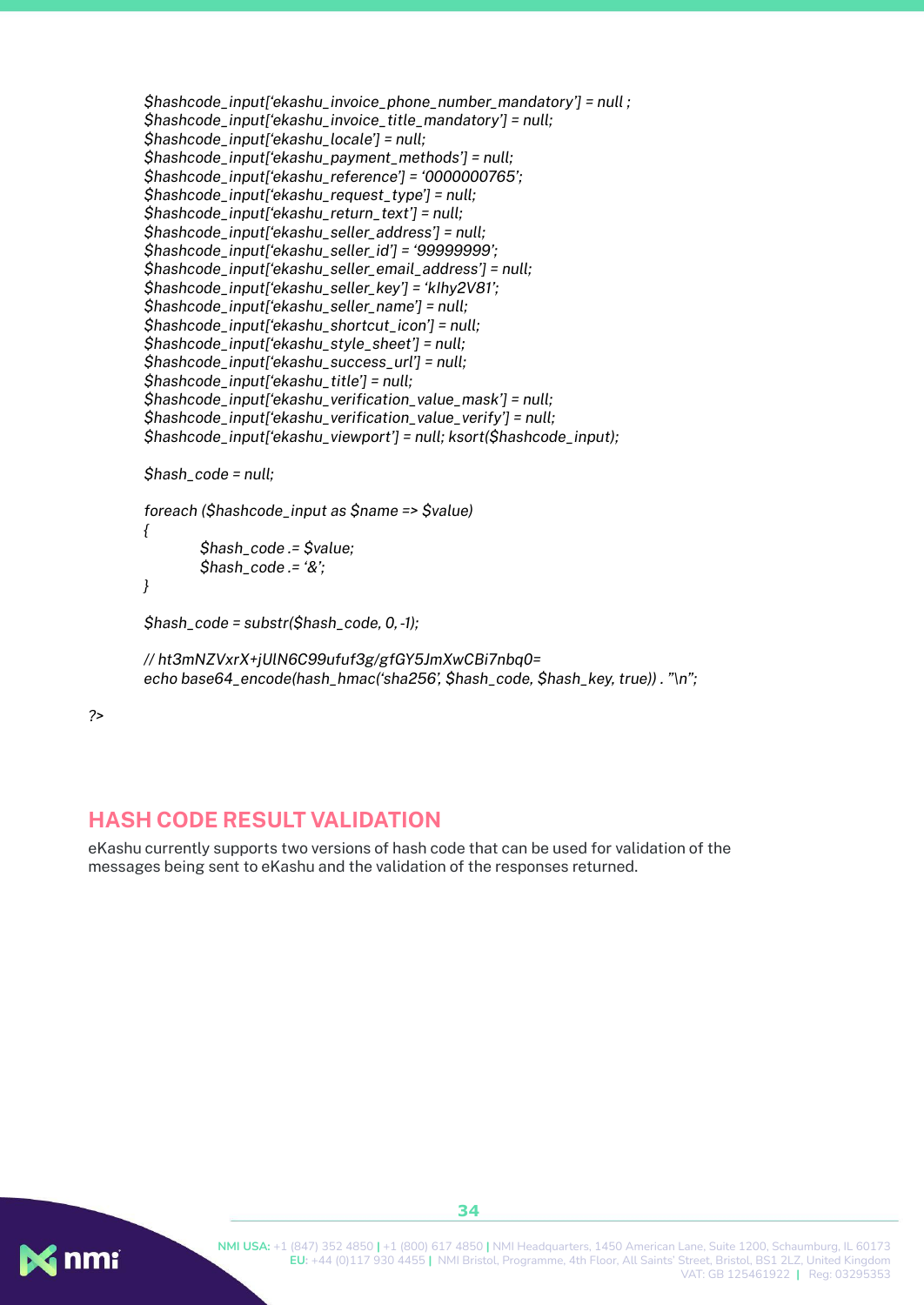```php
$hashcode_input['ekashu_invoice_phone_number_mandatory'] = null ;
$hashcode_input['ekashu_invoice_title_mandatory'] = null;
$hashcode_input['ekashu_locale'] = null;
$hashcode_input['ekashu_payment_methods'] = null;
$hashcode_input['ekashu_reference'] = '0000000765';
$hashcode_input['ekashu_request_type'] = null;
$hashcode_input['ekashu_return_text'] = null;
$hashcode_input['ekashu_seller_address'] = null;
$hashcode_input['ekashu_seller_id'] = '99999999';
$hashcode_input['ekashu_seller_email_address'] = null;
$hashcode_input['ekashu_seller_key'] = 'kIhy2V81';
$hashcode_input['ekashu_seller_name'] = null;
$hashcode_input['ekashu_shortcut_icon'] = null;
$hashcode_input['ekashu_style_sheet'] = null;
$hashcode_input['ekashu_success_url'] = null;
$hashcode_input['ekashu_title'] = null;
$hashcode_input['ekashu_verification_value_mask'] = null;
$hashcode_input['ekashu_verification_value_verify'] = null;
$hashcode_input['ekashu_viewport'] = null; ksort($hashcode_input);

$hash_code = null;

foreach ($hashcode_input as $name => $value)
{
        $hash_code .= $value;
        $hash_code .= '&';
}

$hash_code = substr($hash_code, 0, -1);

// ht3mNZVxrX+jUlN6C99ufuf3g/gfGY5JmXwCBi7nbq0=
echo base64_encode(hash_hmac('sha256', $hash_code, $hash_key, true)) . "\n";

?>
```

## HASH CODE RESULT VALIDATION

eKashu currently supports two versions of hash code that can be used for validation of the messages being sent to eKashu and the validation of the responses returned.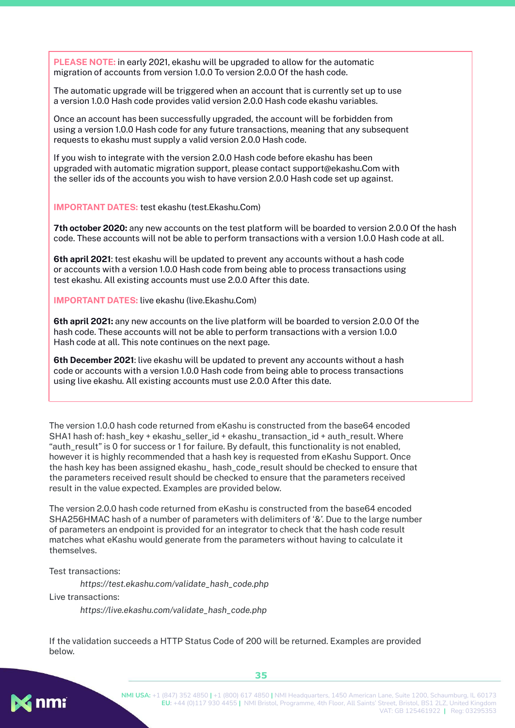**PLEASE NOTE:** in early 2021, ekashu will be upgraded to allow for the automatic migration of accounts from version 1.0.0 To version 2.0.0 Of the hash code.

The automatic upgrade will be triggered when an account that is currently set up to use a version 1.0.0 Hash code provides valid version 2.0.0 Hash code ekashu variables.

Once an account has been successfully upgraded, the account will be forbidden from using a version 1.0.0 Hash code for any future transactions, meaning that any subsequent requests to ekashu must supply a valid version 2.0.0 Hash code.

If you wish to integrate with the version 2.0.0 Hash code before ekashu has been upgraded with automatic migration support, please contact support@ekashu.Com with the seller ids of the accounts you wish to have version 2.0.0 Hash code set up against.

**IMPORTANT DATES:** test ekashu (test.Ekashu.Com)

**7th october 2020:** any new accounts on the test platform will be boarded to version 2.0.0 Of the hash code. These accounts will not be able to perform transactions with a version 1.0.0 Hash code at all.

**6th april 2021**: test ekashu will be updated to prevent any accounts without a hash code or accounts with a version 1.0.0 Hash code from being able to process transactions using test ekashu. All existing accounts must use 2.0.0 After this date.

**IMPORTANT DATES:** live ekashu (live.Ekashu.Com)

**6th april 2021:** any new accounts on the live platform will be boarded to version 2.0.0 Of the hash code. These accounts will not be able to perform transactions with a version 1.0.0 Hash code at all. This note continues on the next page.

**6th December 2021**: live ekashu will be updated to prevent any accounts without a hash code or accounts with a version 1.0.0 Hash code from being able to process transactions using live ekashu. All existing accounts must use 2.0.0 After this date.

The version 1.0.0 hash code returned from eKashu is constructed from the base64 encoded SHA1 hash of: hash_key + ekashu_seller_id + ekashu_transaction_id + auth_result. Where "auth_result" is 0 for success or 1 for failure. By default, this functionality is not enabled, however it is highly recommended that a hash key is requested from eKashu Support. Once the hash key has been assigned ekashu_ hash_code_result should be checked to ensure that the parameters received result should be checked to ensure that the parameters received result in the value expected. Examples are provided below.

The version 2.0.0 hash code returned from eKashu is constructed from the base64 encoded SHA256HMAC hash of a number of parameters with delimiters of '&'. Due to the large number of parameters an endpoint is provided for an integrator to check that the hash code result matches what eKashu would generate from the parameters without having to calculate it themselves.

Test transactions:

*https://test.ekashu.com/validate_hash_code.php*

Live transactions:

*https://live.ekashu.com/validate_hash_code.php*

If the validation succeeds a HTTP Status Code of 200 will be returned. Examples are provided below.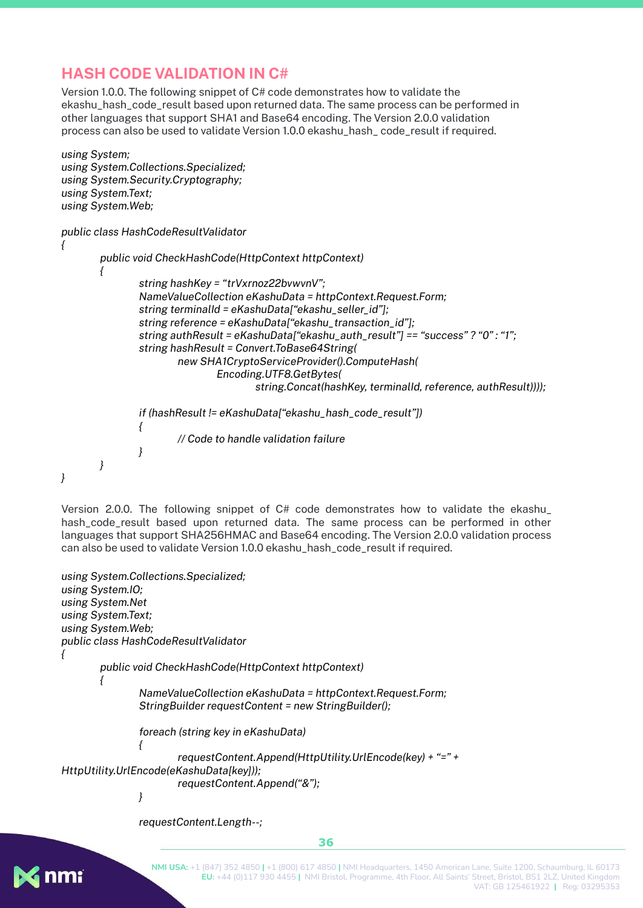## HASH CODE VALIDATION IN C#

Version 1.0.0. The following snippet of C# code demonstrates how to validate the ekashu_hash_code_result based upon returned data. The same process can be performed in other languages that support SHA1 and Base64 encoding. The Version 2.0.0 validation process can also be used to validate Version 1.0.0 ekashu_hash_ code_result if required.

```
using System;
using System.Collections.Specialized;
using System.Security.Cryptography;
using System.Text;
using System.Web;

public class HashCodeResultValidator
{
        public void CheckHashCode(HttpContext httpContext)
        {
                string hashKey = “trVxrnoz22bvwvnV”;
                NameValueCollection eKashuData = httpContext.Request.Form;
                string terminalId = eKashuData[“ekashu_seller_id”];
                string reference = eKashuData[“ekashu_transaction_id”];
                string authResult = eKashuData[“ekashu_auth_result”] == “success” ? “0” : “1”;
                string hashResult = Convert.ToBase64String(
                        new SHA1CryptoServiceProvider().ComputeHash(
                                Encoding.UTF8.GetBytes(
                                        string.Concat(hashKey, terminalId, reference, authResult))));

                if (hashResult != eKashuData[“ekashu_hash_code_result”])
                {
                        // Code to handle validation failure
                }
        }
}
```

Version 2.0.0. The following snippet of C# code demonstrates how to validate the ekashu_ hash_code_result based upon returned data. The same process can be performed in other languages that support SHA256HMAC and Base64 encoding. The Version 2.0.0 validation process can also be used to validate Version 1.0.0 ekashu_hash_code_result if required.

```
using System.Collections.Specialized;
using System.IO;
using System.Net
using System.Text;
using System.Web;
public class HashCodeResultValidator
{
        public void CheckHashCode(HttpContext httpContext)
        {
                NameValueCollection eKashuData = httpContext.Request.Form;
                StringBuilder requestContent = new StringBuilder();

                foreach (string key in eKashuData)
                {
                        requestContent.Append(HttpUtility.UrlEncode(key) + “=” +
HttpUtility.UrlEncode(eKashuData[key]));
                        requestContent.Append(“&”);
                }

                requestContent.Length--;
```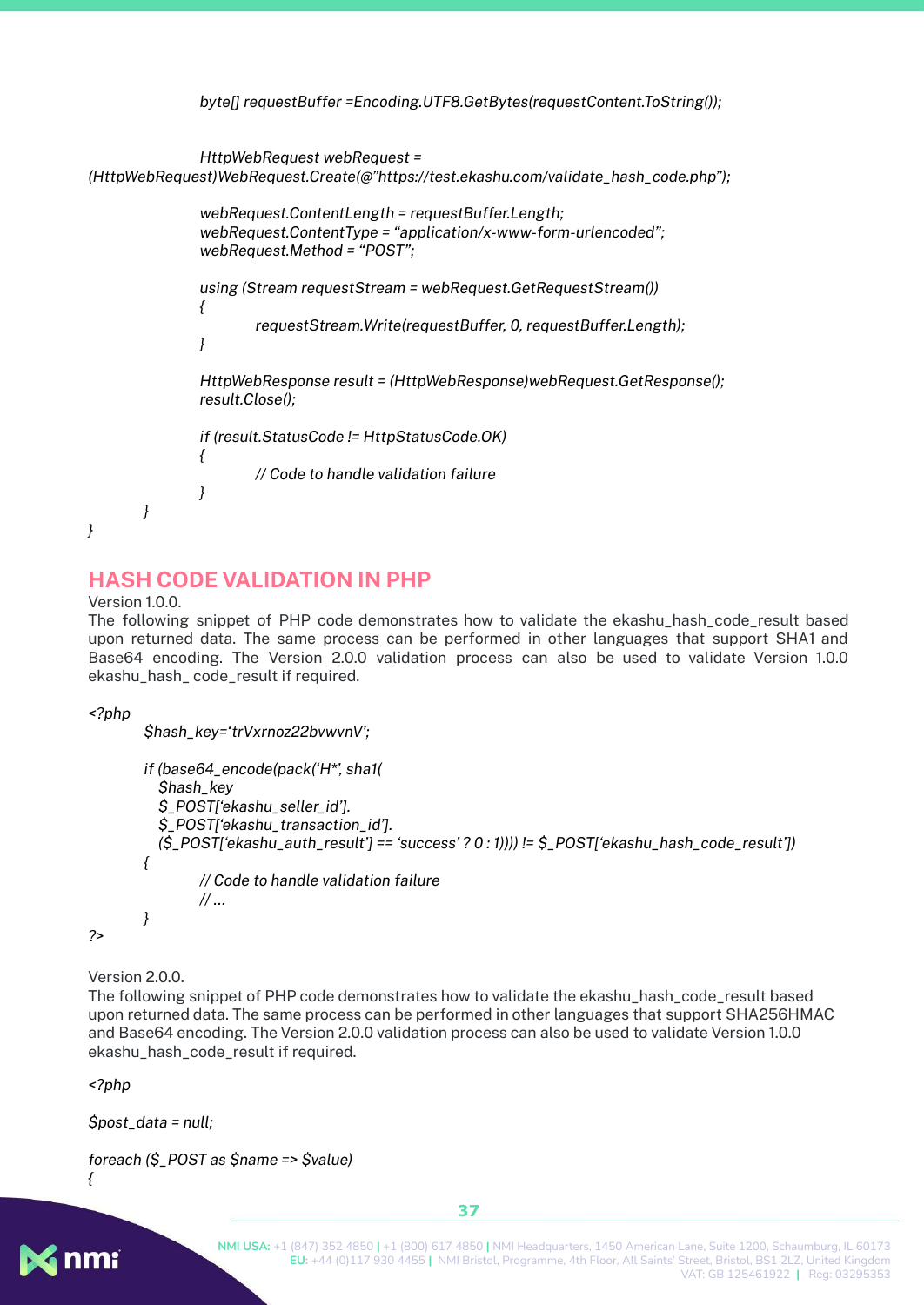```
            byte[] requestBuffer =Encoding.UTF8.GetBytes(requestContent.ToString());

            HttpWebRequest webRequest =
(HttpWebRequest)WebRequest.Create(@"https://test.ekashu.com/validate_hash_code.php");

            webRequest.ContentLength = requestBuffer.Length;
            webRequest.ContentType = "application/x-www-form-urlencoded";
            webRequest.Method = "POST";

            using (Stream requestStream = webRequest.GetRequestStream())
            {
                requestStream.Write(requestBuffer, 0, requestBuffer.Length);
            }

            HttpWebResponse result = (HttpWebResponse)webRequest.GetResponse();
            result.Close();

            if (result.StatusCode != HttpStatusCode.OK)
            {
                // Code to handle validation failure
            }
        }
}
```

## HASH CODE VALIDATION IN PHP

Version 1.0.0.

The following snippet of PHP code demonstrates how to validate the ekashu_hash_code_result based upon returned data. The same process can be performed in other languages that support SHA1 and Base64 encoding. The Version 2.0.0 validation process can also be used to validate Version 1.0.0 ekashu_hash_ code_result if required.

```
<?php
        $hash_key='trVxrnoz22bvwvnV';

        if (base64_encode(pack('H*', sha1(
           $hash_key
           $_POST['ekashu_seller_id'].
           $_POST['ekashu_transaction_id'].
           ($_POST['ekashu_auth_result'] == 'success' ? 0 : 1)))) != $_POST['ekashu_hash_code_result'])
        {
                // Code to handle validation failure
                // ...
        }
?>
```

Version 2.0.0.

The following snippet of PHP code demonstrates how to validate the ekashu_hash_code_result based upon returned data. The same process can be performed in other languages that support SHA256HMAC and Base64 encoding. The Version 2.0.0 validation process can also be used to validate Version 1.0.0 ekashu_hash_code_result if required.

```
<?php

$post_data = null;

foreach ($_POST as $name => $value)
{
```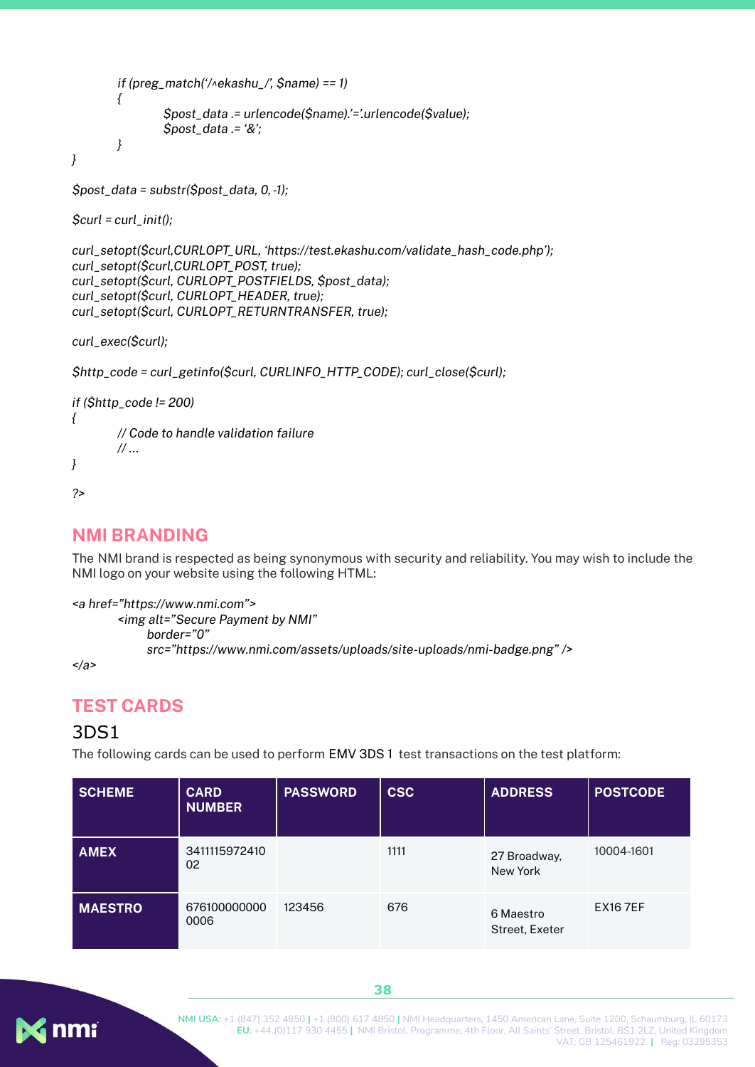```php
        if (preg_match('/^ekashu_/', $name) == 1)
        {
                $post_data .= urlencode($name).'='.urlencode($value);
                $post_data .= '&';
        }
}

$post_data = substr($post_data, 0, -1);

$curl = curl_init();

curl_setopt($curl,CURLOPT_URL, 'https://test.ekashu.com/validate_hash_code.php');
curl_setopt($curl,CURLOPT_POST, true);
curl_setopt($curl, CURLOPT_POSTFIELDS, $post_data);
curl_setopt($curl, CURLOPT_HEADER, true);
curl_setopt($curl, CURLOPT_RETURNTRANSFER, true);

curl_exec($curl);

$http_code = curl_getinfo($curl, CURLINFO_HTTP_CODE); curl_close($curl);

if ($http_code != 200)
{
        // Code to handle validation failure
        // ...
}

?>
```

## NMI BRANDING

The NMI brand is respected as being synonymous with security and reliability. You may wish to include the NMI logo on your website using the following HTML:

```html
<a href="https://www.nmi.com">
        <img alt="Secure Payment by NMI"
             border="0"
             src="https://www.nmi.com/assets/uploads/site-uploads/nmi-badge.png" />
</a>
```

## TEST CARDS

### 3DS1

The following cards can be used to perform EMV 3DS 1 test transactions on the test platform:

| SCHEME | CARD NUMBER | PASSWORD | CSC | ADDRESS | POSTCODE |
|---|---|---|---|---|---|
| **AMEX** | 341111597241002 | | 1111 | 27 Broadway, New York | 10004-1601 |
| **MAESTRO** | 6761000000000006 | 123456 | 676 | 6 Maestro Street, Exeter | EX16 7EF |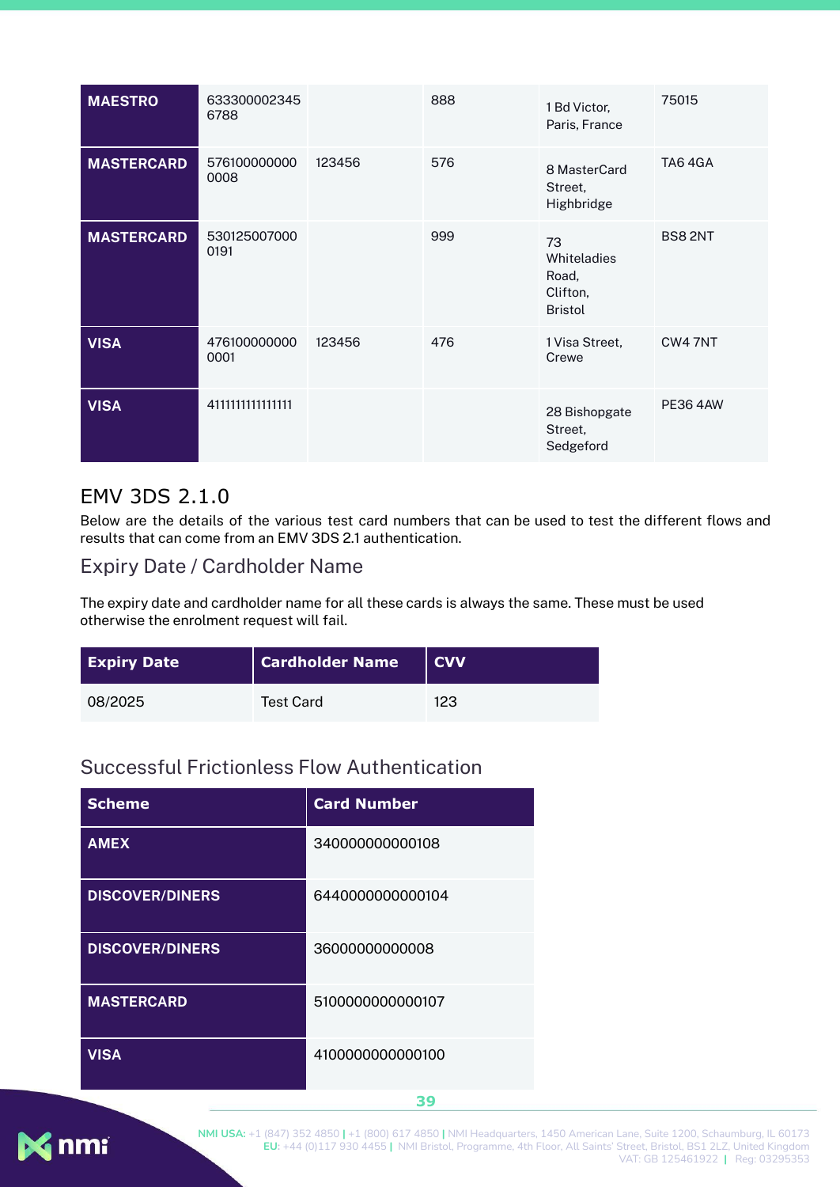| | | | | | |
|---|---|---|---|---|---|
| **MAESTRO** | 6333000023456788 | | 888 | 1 Bd Victor, Paris, France | 75015 |
| **MASTERCARD** | 5761000000000008 | 123456 | 576 | 8 MasterCard Street, Highbridge | TA6 4GA |
| **MASTERCARD** | 5301250070000191 | | 999 | 73 Whiteladies Road, Clifton, Bristol | BS8 2NT |
| **VISA** | 4761000000000001 | 123456 | 476 | 1 Visa Street, Crewe | CW4 7NT |
| **VISA** | 4111111111111111 | | | 28 Bishopgate Street, Sedgeford | PE36 4AW |

## EMV 3DS 2.1.0

Below are the details of the various test card numbers that can be used to test the different flows and results that can come from an EMV 3DS 2.1 authentication.

### Expiry Date / Cardholder Name

The expiry date and cardholder name for all these cards is always the same. These must be used otherwise the enrolment request will fail.

| Expiry Date | Cardholder Name | CVV |
|---|---|---|
| 08/2025 | Test Card | 123 |

### Successful Frictionless Flow Authentication

| Scheme | Card Number |
|---|---|
| **AMEX** | 340000000000108 |
| **DISCOVER/DINERS** | 6440000000000104 |
| **DISCOVER/DINERS** | 36000000000008 |
| **MASTERCARD** | 5100000000000107 |
| **VISA** | 4100000000000100 |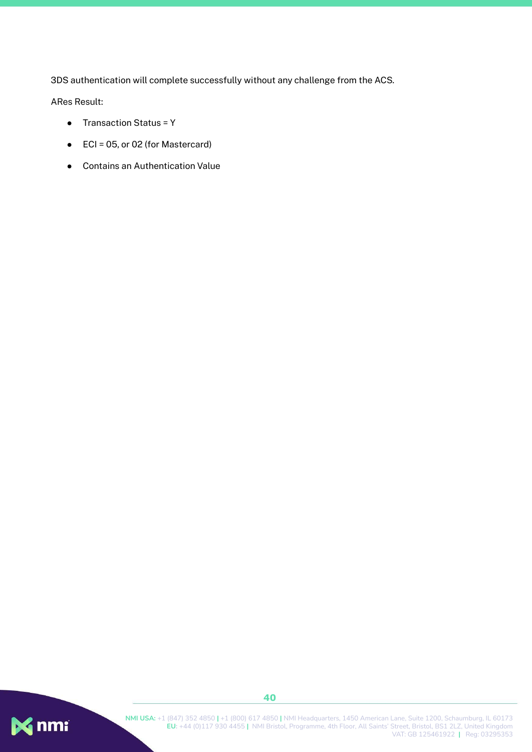3DS authentication will complete successfully without any challenge from the ACS.

ARes Result:

- Transaction Status = Y
- ECI = 05, or 02 (for Mastercard)
- Contains an Authentication Value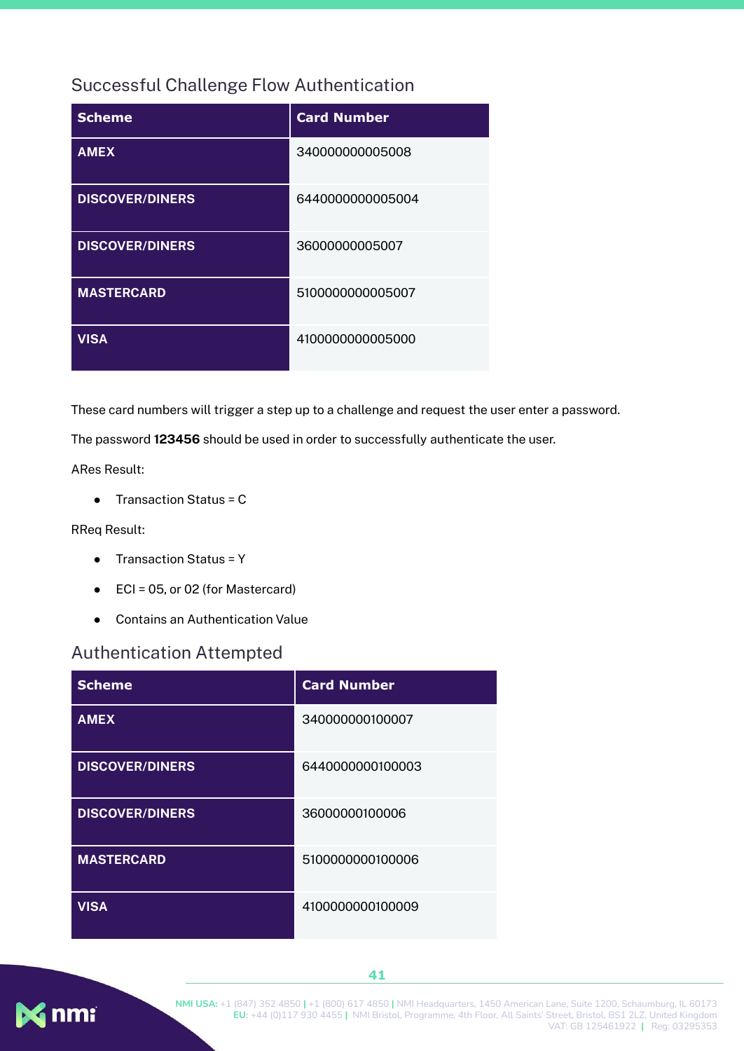## Successful Challenge Flow Authentication

| Scheme | Card Number |
| --- | --- |
| **AMEX** | 340000000005008 |
| **DISCOVER/DINERS** | 6440000000005004 |
| **DISCOVER/DINERS** | 36000000005007 |
| **MASTERCARD** | 5100000000005007 |
| **VISA** | 4100000000005000 |

These card numbers will trigger a step up to a challenge and request the user enter a password.

The password **123456** should be used in order to successfully authenticate the user.

ARes Result:

- Transaction Status = C

RReq Result:

- Transaction Status = Y
- ECI = 05, or 02 (for Mastercard)
- Contains an Authentication Value

## Authentication Attempted

| Scheme | Card Number |
| --- | --- |
| **AMEX** | 340000000100007 |
| **DISCOVER/DINERS** | 6440000000100003 |
| **DISCOVER/DINERS** | 36000000100006 |
| **MASTERCARD** | 5100000000100006 |
| **VISA** | 4100000000100009 |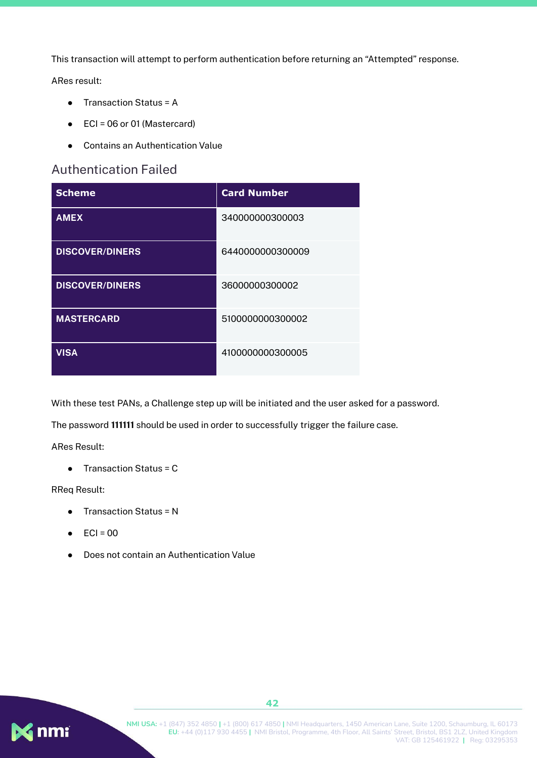This transaction will attempt to perform authentication before returning an “Attempted” response.

ARes result:

- Transaction Status = A
- ECI = 06 or 01 (Mastercard)
- Contains an Authentication Value

## Authentication Failed

| Scheme | Card Number |
| --- | --- |
| AMEX | 340000000300003 |
| DISCOVER/DINERS | 6440000000300009 |
| DISCOVER/DINERS | 36000000300002 |
| MASTERCARD | 5100000000300002 |
| VISA | 4100000000300005 |

With these test PANs, a Challenge step up will be initiated and the user asked for a password.

The password **111111** should be used in order to successfully trigger the failure case.

ARes Result:

- Transaction Status = C

RReq Result:

- Transaction Status = N
- ECI = 00
- Does not contain an Authentication Value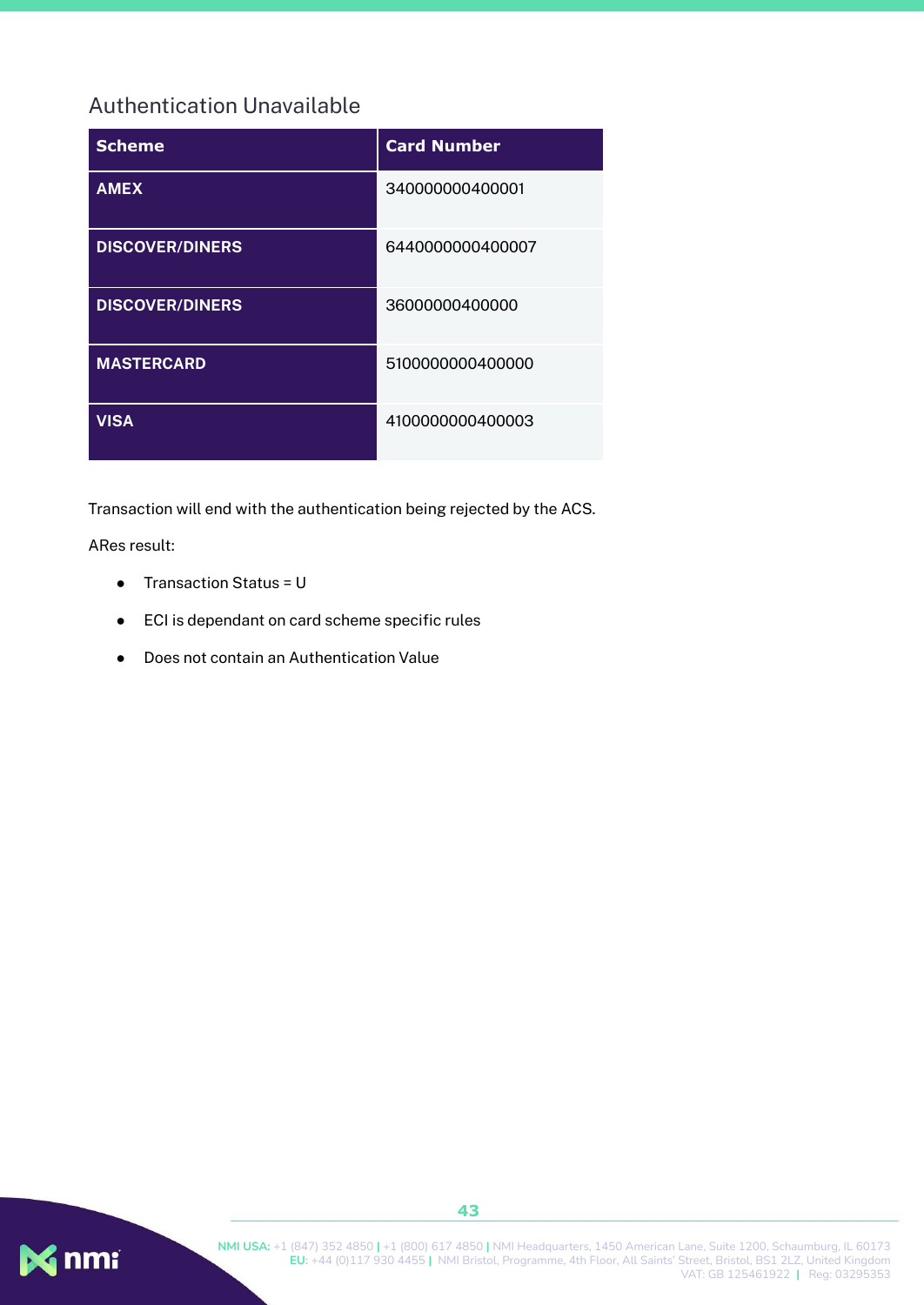## Authentication Unavailable

| Scheme | Card Number |
|---|---|
| AMEX | 340000000400001 |
| DISCOVER/DINERS | 6440000000400007 |
| DISCOVER/DINERS | 36000000400000 |
| MASTERCARD | 5100000000400000 |
| VISA | 4100000000400003 |

Transaction will end with the authentication being rejected by the ACS.

ARes result:

- Transaction Status = U
- ECI is dependant on card scheme specific rules
- Does not contain an Authentication Value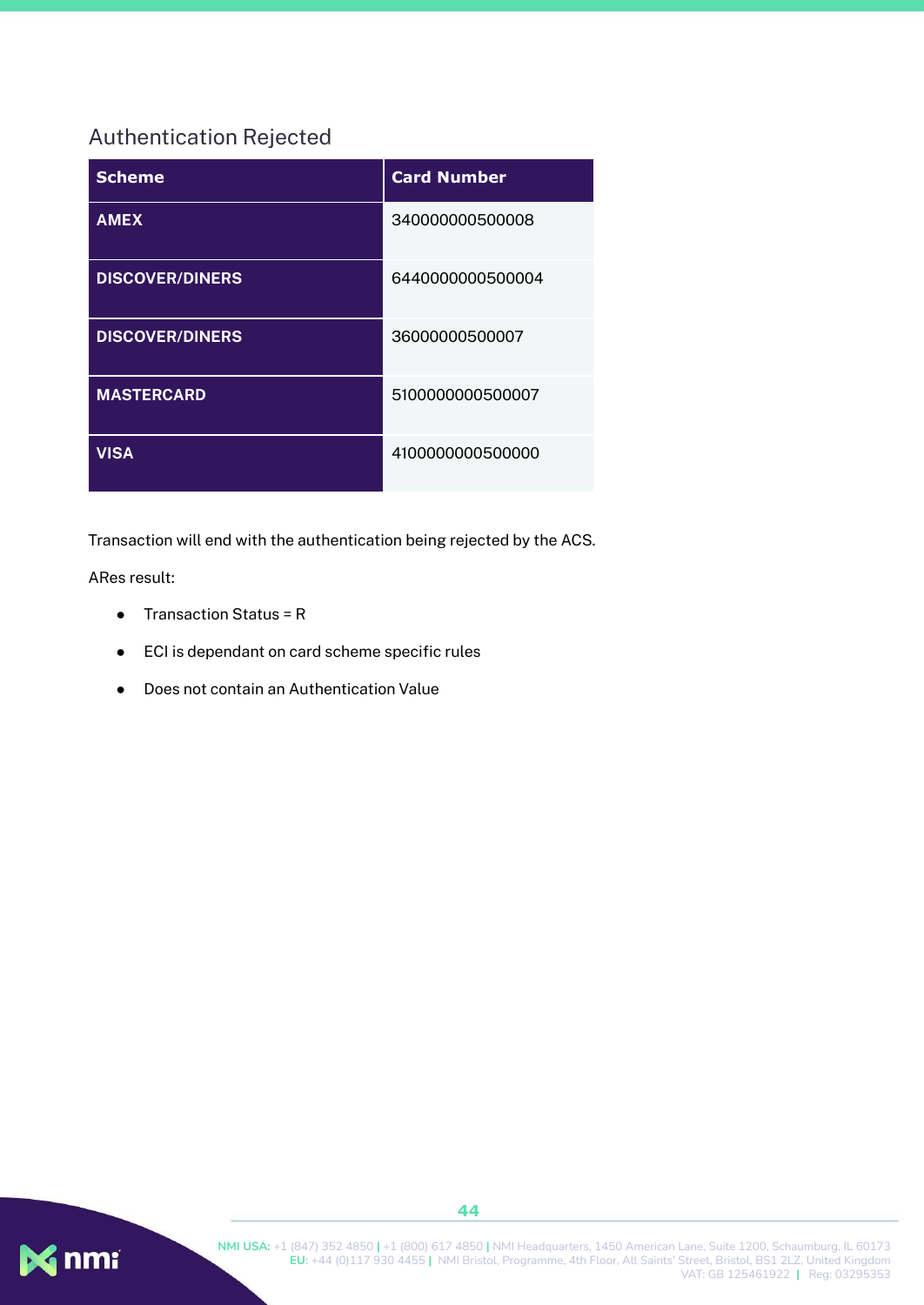## Authentication Rejected

| Scheme | Card Number |
|---|---|
| **AMEX** | 340000000500008 |
| **DISCOVER/DINERS** | 6440000000500004 |
| **DISCOVER/DINERS** | 36000000500007 |
| **MASTERCARD** | 5100000000500007 |
| **VISA** | 4100000000500000 |

Transaction will end with the authentication being rejected by the ACS.

ARes result:

- Transaction Status = R
- ECI is dependant on card scheme specific rules
- Does not contain an Authentication Value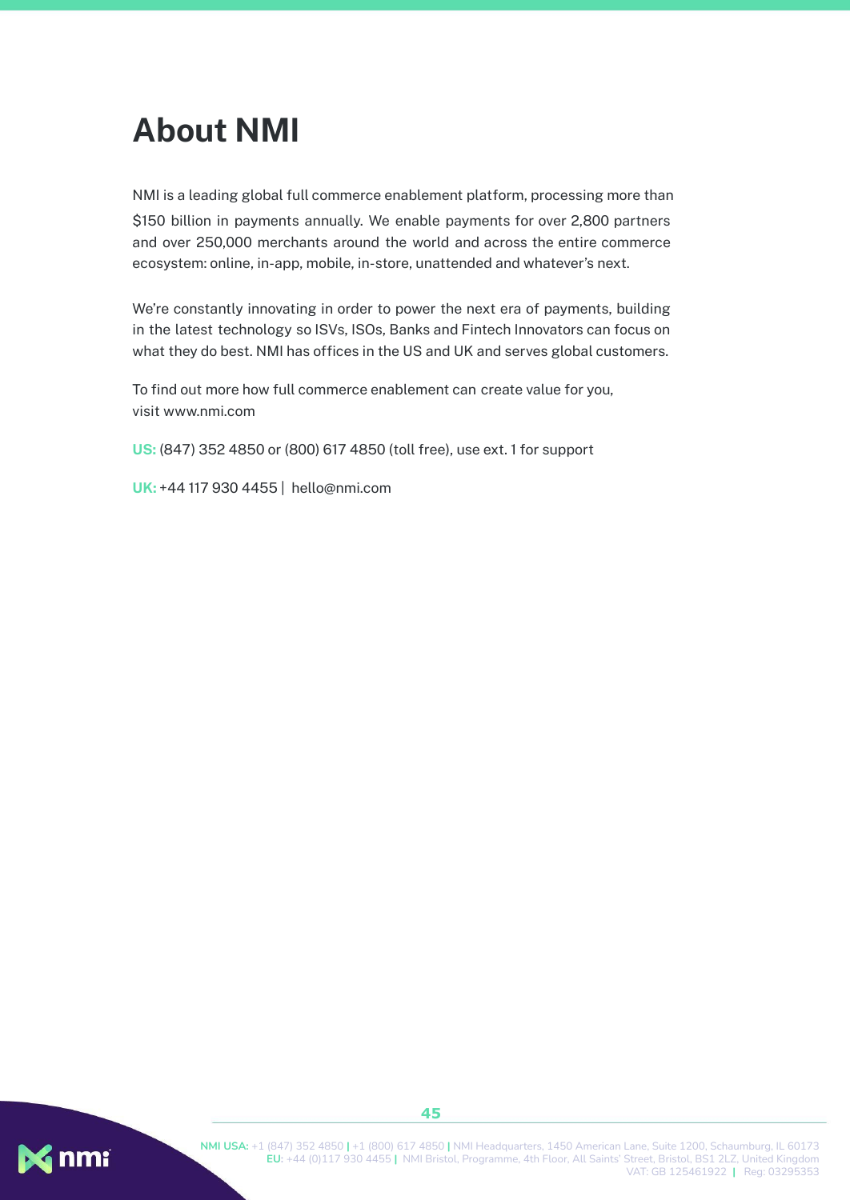# About NMI

NMI is a leading global full commerce enablement platform, processing more than $150 billion in payments annually. We enable payments for over 2,800 partners and over 250,000 merchants around the world and across the entire commerce ecosystem: online, in-app, mobile, in-store, unattended and whatever's next.

We're constantly innovating in order to power the next era of payments, building in the latest technology so ISVs, ISOs, Banks and Fintech Innovators can focus on what they do best. NMI has offices in the US and UK and serves global customers.

To find out more how full commerce enablement can create value for you, visit www.nmi.com

**US:** (847) 352 4850 or (800) 617 4850 (toll free), use ext. 1 for support

**UK:** +44 117 930 4455 | hello@nmi.com